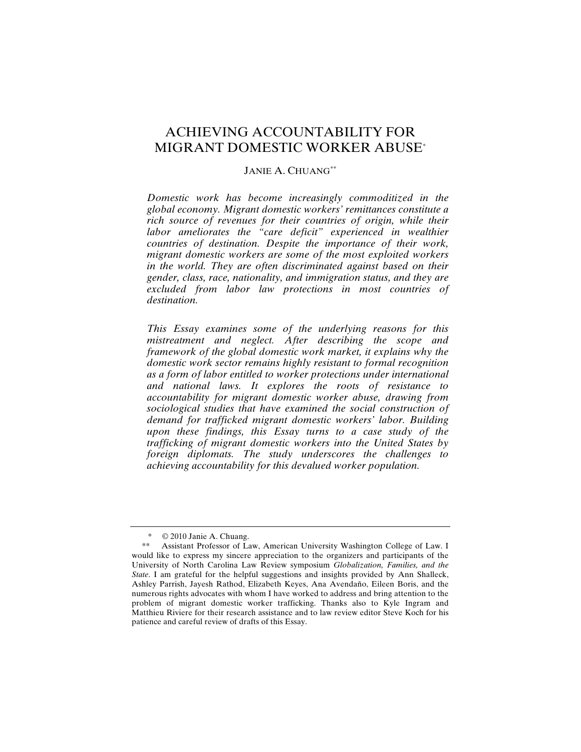# ACHIEVING ACCOUNTABILITY FOR MIGRANT DOMESTIC WORKER ABUSE[*]

JANIE A. CHUANG[**]

*Domestic work has become increasingly commoditized in the global economy. Migrant domestic workers' remittances constitute a rich source of revenues for their countries of origin, while their labor ameliorates the "care deficit" experienced in wealthier countries of destination. Despite the importance of their work, migrant domestic workers are some of the most exploited workers in the world. They are often discriminated against based on their gender, class, race, nationality, and immigration status, and they are excluded from labor law protections in most countries of destination.*

*This Essay examines some of the underlying reasons for this mistreatment and neglect. After describing the scope and framework of the global domestic work market, it explains why the domestic work sector remains highly resistant to formal recognition as a form of labor entitled to worker protections under international and national laws. It explores the roots of resistance to accountability for migrant domestic worker abuse, drawing from sociological studies that have examined the social construction of demand for trafficked migrant domestic workers' labor. Building upon these findings, this Essay turns to a case study of the trafficking of migrant domestic workers into the United States by foreign diplomats. The study underscores the challenges to achieving accountability for this devalued worker population.*

---

\* © 2010 Janie A. Chuang.

\*\* Assistant Professor of Law, American University Washington College of Law. I would like to express my sincere appreciation to the organizers and participants of the University of North Carolina Law Review symposium *Globalization, Families, and the State*. I am grateful for the helpful suggestions and insights provided by Ann Shalleck, Ashley Parrish, Jayesh Rathod, Elizabeth Keyes, Ana Avendaño, Eileen Boris, and the numerous rights advocates with whom I have worked to address and bring attention to the problem of migrant domestic worker trafficking. Thanks also to Kyle Ingram and Matthieu Riviere for their research assistance and to law review editor Steve Koch for his patience and careful review of drafts of this Essay.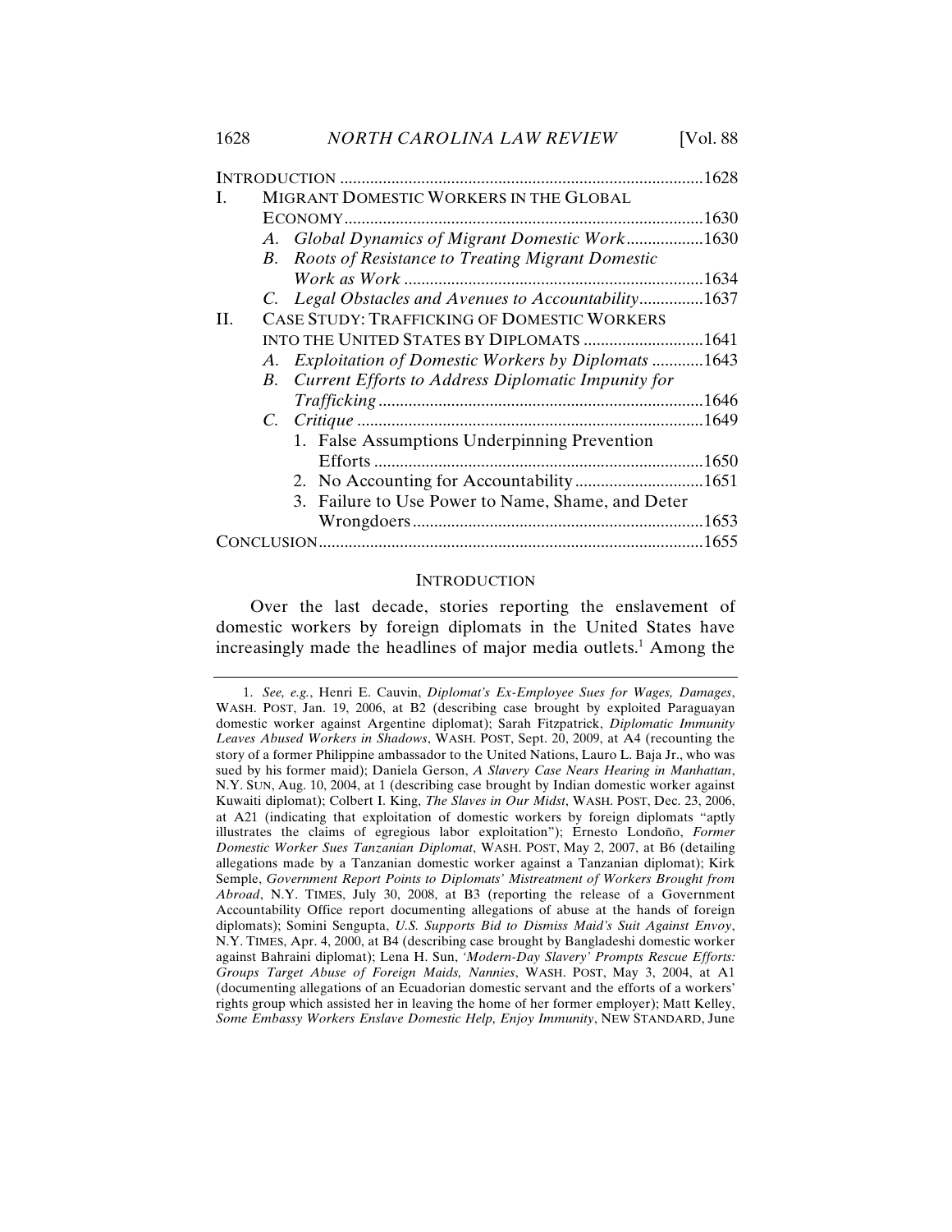| | | |
|---|---|---|
| INTRODUCTION | | 1628 |
| I. | MIGRANT DOMESTIC WORKERS IN THE GLOBAL ECONOMY | 1630 |
| | A. *Global Dynamics of Migrant Domestic Work* | 1630 |
| | B. *Roots of Resistance to Treating Migrant Domestic Work as Work* | 1634 |
| | C. *Legal Obstacles and Avenues to Accountability* | 1637 |
| II. | CASE STUDY: TRAFFICKING OF DOMESTIC WORKERS INTO THE UNITED STATES BY DIPLOMATS | 1641 |
| | A. *Exploitation of Domestic Workers by Diplomats* | 1643 |
| | B. *Current Efforts to Address Diplomatic Impunity for Trafficking* | 1646 |
| | C. *Critique* | 1649 |
| | 1. False Assumptions Underpinning Prevention Efforts | 1650 |
| | 2. No Accounting for Accountability | 1651 |
| | 3. Failure to Use Power to Name, Shame, and Deter Wrongdoers | 1653 |
| CONCLUSION | | 1655 |

## INTRODUCTION

Over the last decade, stories reporting the enslavement of domestic workers by foreign diplomats in the United States have increasingly made the headlines of major media outlets.[1] Among the

1. *See, e.g.*, Henri E. Cauvin, *Diplomat's Ex-Employee Sues for Wages, Damages*, WASH. POST, Jan. 19, 2006, at B2 (describing case brought by exploited Paraguayan domestic worker against Argentine diplomat); Sarah Fitzpatrick, *Diplomatic Immunity Leaves Abused Workers in Shadows*, WASH. POST, Sept. 20, 2009, at A4 (recounting the story of a former Philippine ambassador to the United Nations, Lauro L. Baja Jr., who was sued by his former maid); Daniela Gerson, *A Slavery Case Nears Hearing in Manhattan*, N.Y. SUN, Aug. 10, 2004, at 1 (describing case brought by Indian domestic worker against Kuwaiti diplomat); Colbert I. King, *The Slaves in Our Midst*, WASH. POST, Dec. 23, 2006, at A21 (indicating that exploitation of domestic workers by foreign diplomats "aptly illustrates the claims of egregious labor exploitation"); Ernesto Londoño, *Former Domestic Worker Sues Tanzanian Diplomat*, WASH. POST, May 2, 2007, at B6 (detailing allegations made by a Tanzanian domestic worker against a Tanzanian diplomat); Kirk Semple, *Government Report Points to Diplomats' Mistreatment of Workers Brought from Abroad*, N.Y. TIMES, July 30, 2008, at B3 (reporting the release of a Government Accountability Office report documenting allegations of abuse at the hands of foreign diplomats); Somini Sengupta, *U.S. Supports Bid to Dismiss Maid's Suit Against Envoy*, N.Y. TIMES, Apr. 4, 2000, at B4 (describing case brought by Bangladeshi domestic worker against Bahraini diplomat); Lena H. Sun, *'Modern-Day Slavery' Prompts Rescue Efforts: Groups Target Abuse of Foreign Maids, Nannies*, WASH. POST, May 3, 2004, at A1 (documenting allegations of an Ecuadorian domestic servant and the efforts of a workers' rights group which assisted her in leaving the home of her former employer); Matt Kelley, *Some Embassy Workers Enslave Domestic Help, Enjoy Immunity*, NEW STANDARD, June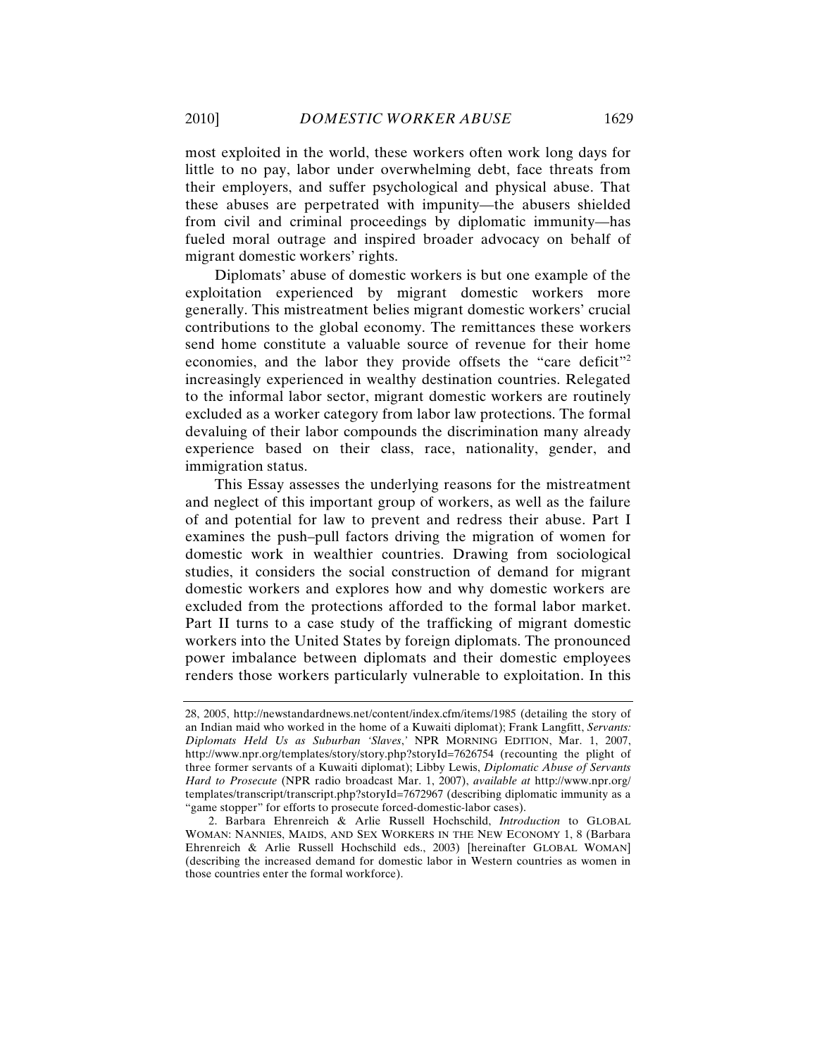most exploited in the world, these workers often work long days for little to no pay, labor under overwhelming debt, face threats from their employers, and suffer psychological and physical abuse. That these abuses are perpetrated with impunity—the abusers shielded from civil and criminal proceedings by diplomatic immunity—has fueled moral outrage and inspired broader advocacy on behalf of migrant domestic workers' rights.

Diplomats' abuse of domestic workers is but one example of the exploitation experienced by migrant domestic workers more generally. This mistreatment belies migrant domestic workers' crucial contributions to the global economy. The remittances these workers send home constitute a valuable source of revenue for their home economies, and the labor they provide offsets the "care deficit"[2] increasingly experienced in wealthy destination countries. Relegated to the informal labor sector, migrant domestic workers are routinely excluded as a worker category from labor law protections. The formal devaluing of their labor compounds the discrimination many already experience based on their class, race, nationality, gender, and immigration status.

This Essay assesses the underlying reasons for the mistreatment and neglect of this important group of workers, as well as the failure of and potential for law to prevent and redress their abuse. Part I examines the push–pull factors driving the migration of women for domestic work in wealthier countries. Drawing from sociological studies, it considers the social construction of demand for migrant domestic workers and explores how and why domestic workers are excluded from the protections afforded to the formal labor market. Part II turns to a case study of the trafficking of migrant domestic workers into the United States by foreign diplomats. The pronounced power imbalance between diplomats and their domestic employees renders those workers particularly vulnerable to exploitation. In this

---

28, 2005, http://newstandardnews.net/content/index.cfm/items/1985 (detailing the story of an Indian maid who worked in the home of a Kuwaiti diplomat); Frank Langfitt, *Servants: Diplomats Held Us as Suburban 'Slaves*,' NPR MORNING EDITION, Mar. 1, 2007, http://www.npr.org/templates/story/story.php?storyId=7626754 (recounting the plight of three former servants of a Kuwaiti diplomat); Libby Lewis, *Diplomatic Abuse of Servants Hard to Prosecute* (NPR radio broadcast Mar. 1, 2007), *available at* http://www.npr.org/templates/transcript/transcript.php?storyId=7672967 (describing diplomatic immunity as a "game stopper" for efforts to prosecute forced-domestic-labor cases).

2. Barbara Ehrenreich & Arlie Russell Hochschild, *Introduction* to GLOBAL WOMAN: NANNIES, MAIDS, AND SEX WORKERS IN THE NEW ECONOMY 1, 8 (Barbara Ehrenreich & Arlie Russell Hochschild eds., 2003) [hereinafter GLOBAL WOMAN] (describing the increased demand for domestic labor in Western countries as women in those countries enter the formal workforce).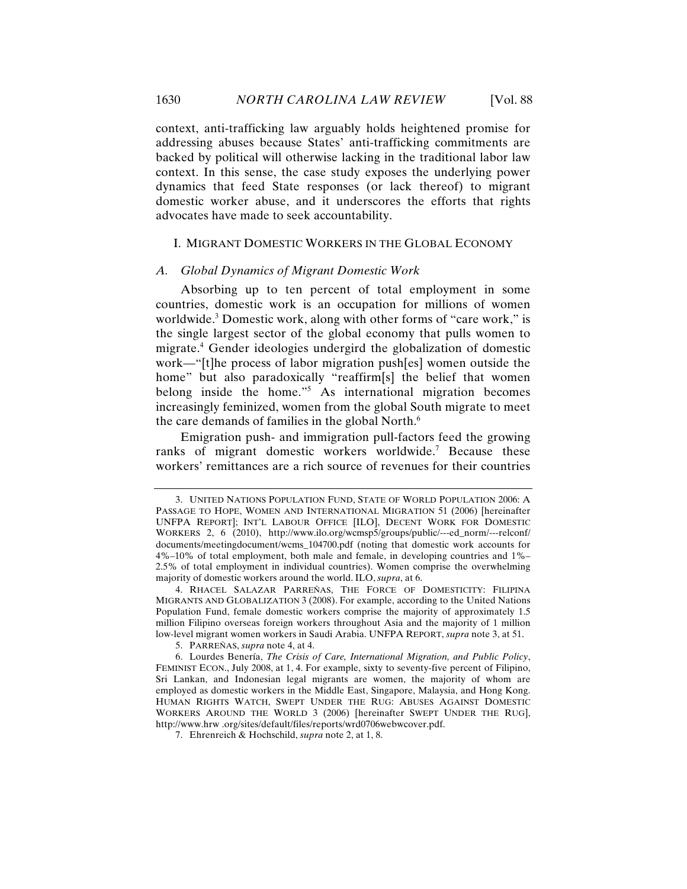context, anti-trafficking law arguably holds heightened promise for addressing abuses because States' anti-trafficking commitments are backed by political will otherwise lacking in the traditional labor law context. In this sense, the case study exposes the underlying power dynamics that feed State responses (or lack thereof) to migrant domestic worker abuse, and it underscores the efforts that rights advocates have made to seek accountability.

## I. MIGRANT DOMESTIC WORKERS IN THE GLOBAL ECONOMY

### A. *Global Dynamics of Migrant Domestic Work*

Absorbing up to ten percent of total employment in some countries, domestic work is an occupation for millions of women worldwide.[3] Domestic work, along with other forms of "care work," is the single largest sector of the global economy that pulls women to migrate.[4] Gender ideologies undergird the globalization of domestic work—"[t]he process of labor migration push[es] women outside the home" but also paradoxically "reaffirm[s] the belief that women belong inside the home."[5] As international migration becomes increasingly feminized, women from the global South migrate to meet the care demands of families in the global North.[6]

Emigration push- and immigration pull-factors feed the growing ranks of migrant domestic workers worldwide.[7] Because these workers' remittances are a rich source of revenues for their countries

---

3. UNITED NATIONS POPULATION FUND, STATE OF WORLD POPULATION 2006: A PASSAGE TO HOPE, WOMEN AND INTERNATIONAL MIGRATION 51 (2006) [hereinafter UNFPA REPORT]; INT'L LABOUR OFFICE [ILO], DECENT WORK FOR DOMESTIC WORKERS 2, 6 (2010), http://www.ilo.org/wcmsp5/groups/public/---ed_norm/---relconf/documents/meetingdocument/wcms_104700.pdf (noting that domestic work accounts for 4%–10% of total employment, both male and female, in developing countries and 1%–2.5% of total employment in individual countries). Women comprise the overwhelming majority of domestic workers around the world. ILO, *supra*, at 6.

4. RHACEL SALAZAR PARREÑAS, THE FORCE OF DOMESTICITY: FILIPINA MIGRANTS AND GLOBALIZATION 3 (2008). For example, according to the United Nations Population Fund, female domestic workers comprise the majority of approximately 1.5 million Filipino overseas foreign workers throughout Asia and the majority of 1 million low-level migrant women workers in Saudi Arabia. UNFPA REPORT, *supra* note 3, at 51.

5. PARREÑAS, *supra* note 4, at 4.

6. Lourdes Benería, *The Crisis of Care, International Migration, and Public Policy*, FEMINIST ECON., July 2008, at 1, 4. For example, sixty to seventy-five percent of Filipino, Sri Lankan, and Indonesian legal migrants are women, the majority of whom are employed as domestic workers in the Middle East, Singapore, Malaysia, and Hong Kong. HUMAN RIGHTS WATCH, SWEPT UNDER THE RUG: ABUSES AGAINST DOMESTIC WORKERS AROUND THE WORLD 3 (2006) [hereinafter SWEPT UNDER THE RUG], http://www.hrw .org/sites/default/files/reports/wrd0706webwcover.pdf.

7. Ehrenreich & Hochschild, *supra* note 2, at 1, 8.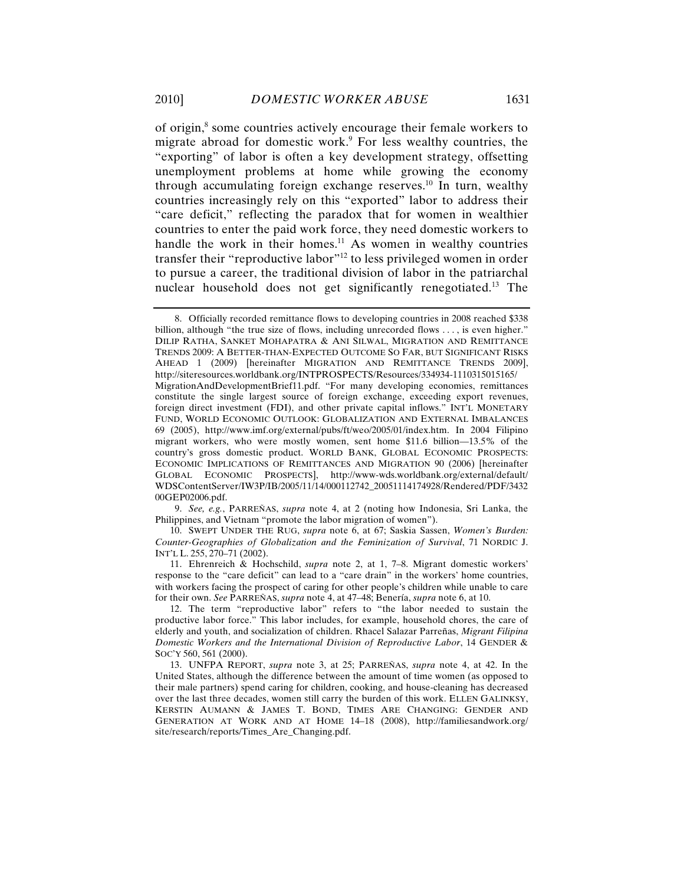of origin,[8] some countries actively encourage their female workers to migrate abroad for domestic work.[9] For less wealthy countries, the "exporting" of labor is often a key development strategy, offsetting unemployment problems at home while growing the economy through accumulating foreign exchange reserves.[10] In turn, wealthy countries increasingly rely on this "exported" labor to address their "care deficit," reflecting the paradox that for women in wealthier countries to enter the paid work force, they need domestic workers to handle the work in their homes.[11] As women in wealthy countries transfer their "reproductive labor"[12] to less privileged women in order to pursue a career, the traditional division of labor in the patriarchal nuclear household does not get significantly renegotiated.[13] The

---

8. Officially recorded remittance flows to developing countries in 2008 reached $338 billion, although "the true size of flows, including unrecorded flows . . . , is even higher." DILIP RATHA, SANKET MOHAPATRA & ANI SILWAL, MIGRATION AND REMITTANCE TRENDS 2009: A BETTER-THAN-EXPECTED OUTCOME SO FAR, BUT SIGNIFICANT RISKS AHEAD 1 (2009) [hereinafter MIGRATION AND REMITTANCE TRENDS 2009], http://siteresources.worldbank.org/INTPROSPECTS/Resources/334934-1110315015165/MigrationAndDevelopmentBrief11.pdf. "For many developing economies, remittances constitute the single largest source of foreign exchange, exceeding export revenues, foreign direct investment (FDI), and other private capital inflows." INT'L MONETARY FUND, WORLD ECONOMIC OUTLOOK: GLOBALIZATION AND EXTERNAL IMBALANCES 69 (2005), http://www.imf.org/external/pubs/ft/weo/2005/01/index.htm. In 2004 Filipino migrant workers, who were mostly women, sent home $11.6 billion—13.5% of the country's gross domestic product. WORLD BANK, GLOBAL ECONOMIC PROSPECTS: ECONOMIC IMPLICATIONS OF REMITTANCES AND MIGRATION 90 (2006) [hereinafter GLOBAL ECONOMIC PROSPECTS], http://www-wds.worldbank.org/external/default/WDSContentServer/IW3P/IB/2005/11/14/000112742_20051114174928/Rendered/PDF/343200GEP02006.pdf.

9. *See, e.g.*, PARREÑAS, *supra* note 4, at 2 (noting how Indonesia, Sri Lanka, the Philippines, and Vietnam "promote the labor migration of women").

10. SWEPT UNDER THE RUG, *supra* note 6, at 67; Saskia Sassen, *Women's Burden: Counter-Geographies of Globalization and the Feminization of Survival*, 71 NORDIC J. INT'L L. 255, 270–71 (2002).

11. Ehrenreich & Hochschild, *supra* note 2, at 1, 7–8. Migrant domestic workers' response to the "care deficit" can lead to a "care drain" in the workers' home countries, with workers facing the prospect of caring for other people's children while unable to care for their own. *See* PARREÑAS, *supra* note 4, at 47–48; Benería, *supra* note 6, at 10.

12. The term "reproductive labor" refers to "the labor needed to sustain the productive labor force." This labor includes, for example, household chores, the care of elderly and youth, and socialization of children. Rhacel Salazar Parreñas, *Migrant Filipina Domestic Workers and the International Division of Reproductive Labor*, 14 GENDER & SOC'Y 560, 561 (2000).

13. UNFPA REPORT, *supra* note 3, at 25; PARREÑAS, *supra* note 4, at 42. In the United States, although the difference between the amount of time women (as opposed to their male partners) spend caring for children, cooking, and house-cleaning has decreased over the last three decades, women still carry the burden of this work. ELLEN GALINKSY, KERSTIN AUMANN & JAMES T. BOND, TIMES ARE CHANGING: GENDER AND GENERATION AT WORK AND AT HOME 14–18 (2008), http://familiesandwork.org/site/research/reports/Times_Are_Changing.pdf.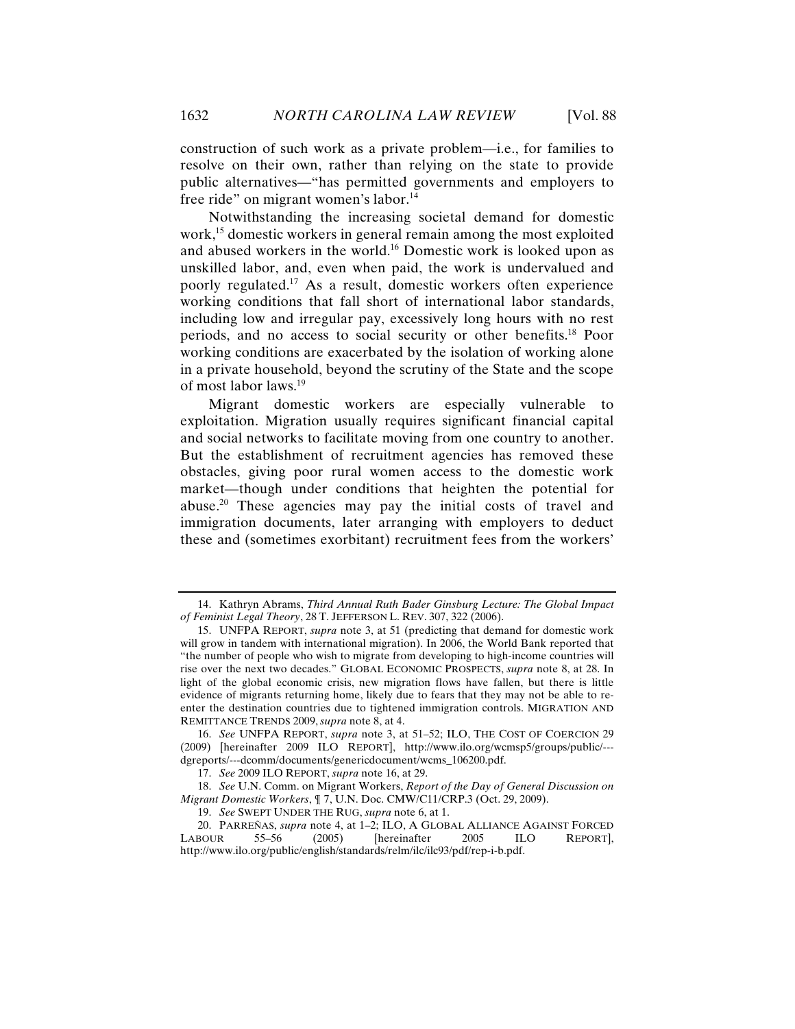construction of such work as a private problem—i.e., for families to resolve on their own, rather than relying on the state to provide public alternatives—"has permitted governments and employers to free ride" on migrant women's labor.[14]

Notwithstanding the increasing societal demand for domestic work,[15] domestic workers in general remain among the most exploited and abused workers in the world.[16] Domestic work is looked upon as unskilled labor, and, even when paid, the work is undervalued and poorly regulated.[17] As a result, domestic workers often experience working conditions that fall short of international labor standards, including low and irregular pay, excessively long hours with no rest periods, and no access to social security or other benefits.[18] Poor working conditions are exacerbated by the isolation of working alone in a private household, beyond the scrutiny of the State and the scope of most labor laws.[19]

Migrant domestic workers are especially vulnerable to exploitation. Migration usually requires significant financial capital and social networks to facilitate moving from one country to another. But the establishment of recruitment agencies has removed these obstacles, giving poor rural women access to the domestic work market—though under conditions that heighten the potential for abuse.[20] These agencies may pay the initial costs of travel and immigration documents, later arranging with employers to deduct these and (sometimes exorbitant) recruitment fees from the workers'

---

14. Kathryn Abrams, *Third Annual Ruth Bader Ginsburg Lecture: The Global Impact of Feminist Legal Theory*, 28 T. JEFFERSON L. REV. 307, 322 (2006).

15. UNFPA REPORT, *supra* note 3, at 51 (predicting that demand for domestic work will grow in tandem with international migration). In 2006, the World Bank reported that "the number of people who wish to migrate from developing to high-income countries will rise over the next two decades." GLOBAL ECONOMIC PROSPECTS, *supra* note 8, at 28. In light of the global economic crisis, new migration flows have fallen, but there is little evidence of migrants returning home, likely due to fears that they may not be able to re-enter the destination countries due to tightened immigration controls. MIGRATION AND REMITTANCE TRENDS 2009, *supra* note 8, at 4.

16. *See* UNFPA REPORT, *supra* note 3, at 51–52; ILO, THE COST OF COERCION 29 (2009) [hereinafter 2009 ILO REPORT], http://www.ilo.org/wcmsp5/groups/public/---dgreports/---dcomm/documents/genericdocument/wcms_106200.pdf.

17. *See* 2009 ILO REPORT, *supra* note 16, at 29.

18. *See* U.N. Comm. on Migrant Workers, *Report of the Day of General Discussion on Migrant Domestic Workers*, ¶ 7, U.N. Doc. CMW/C11/CRP.3 (Oct. 29, 2009).

19. *See* SWEPT UNDER THE RUG, *supra* note 6, at 1.

20. PARREÑAS, *supra* note 4, at 1–2; ILO, A GLOBAL ALLIANCE AGAINST FORCED LABOUR 55–56 (2005) [hereinafter 2005 ILO REPORT], http://www.ilo.org/public/english/standards/relm/ilc/ilc93/pdf/rep-i-b.pdf.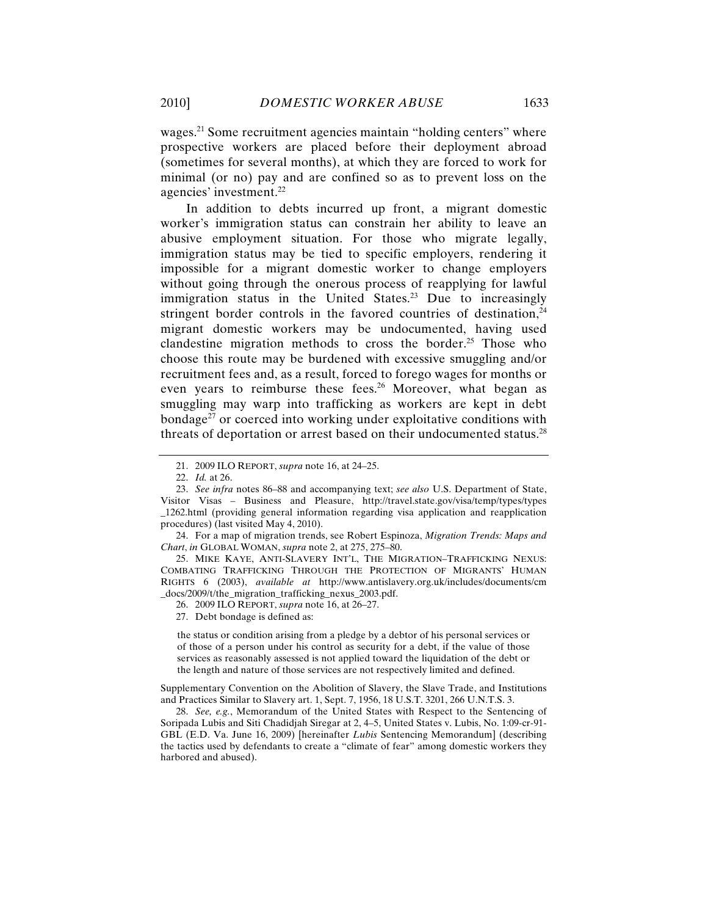wages.[21] Some recruitment agencies maintain "holding centers" where prospective workers are placed before their deployment abroad (sometimes for several months), at which they are forced to work for minimal (or no) pay and are confined so as to prevent loss on the agencies' investment.[22]

In addition to debts incurred up front, a migrant domestic worker's immigration status can constrain her ability to leave an abusive employment situation. For those who migrate legally, immigration status may be tied to specific employers, rendering it impossible for a migrant domestic worker to change employers without going through the onerous process of reapplying for lawful immigration status in the United States.[23] Due to increasingly stringent border controls in the favored countries of destination,[24] migrant domestic workers may be undocumented, having used clandestine migration methods to cross the border.[25] Those who choose this route may be burdened with excessive smuggling and/or recruitment fees and, as a result, forced to forego wages for months or even years to reimburse these fees.[26] Moreover, what began as smuggling may warp into trafficking as workers are kept in debt bondage[27] or coerced into working under exploitative conditions with threats of deportation or arrest based on their undocumented status.[28]

---

21. 2009 ILO REPORT, *supra* note 16, at 24–25.

22. *Id.* at 26.

23. *See infra* notes 86–88 and accompanying text; *see also* U.S. Department of State, Visitor Visas – Business and Pleasure, http://travel.state.gov/visa/temp/types/types_1262.html (providing general information regarding visa application and reapplication procedures) (last visited May 4, 2010).

24. For a map of migration trends, see Robert Espinoza, *Migration Trends: Maps and Chart*, *in* GLOBAL WOMAN, *supra* note 2, at 275, 275–80.

25. MIKE KAYE, ANTI-SLAVERY INT'L, THE MIGRATION–TRAFFICKING NEXUS: COMBATING TRAFFICKING THROUGH THE PROTECTION OF MIGRANTS' HUMAN RIGHTS 6 (2003), *available at* http://www.antislavery.org.uk/includes/documents/cm_docs/2009/t/the_migration_trafficking_nexus_2003.pdf.

26. 2009 ILO REPORT, *supra* note 16, at 26–27.

27. Debt bondage is defined as:

> the status or condition arising from a pledge by a debtor of his personal services or of those of a person under his control as security for a debt, if the value of those services as reasonably assessed is not applied toward the liquidation of the debt or the length and nature of those services are not respectively limited and defined.

Supplementary Convention on the Abolition of Slavery, the Slave Trade, and Institutions and Practices Similar to Slavery art. 1, Sept. 7, 1956, 18 U.S.T. 3201, 266 U.N.T.S. 3.

28. *See, e.g.*, Memorandum of the United States with Respect to the Sentencing of Soripada Lubis and Siti Chadidjah Siregar at 2, 4–5, United States v. Lubis, No. 1:09-cr-91-GBL (E.D. Va. June 16, 2009) [hereinafter *Lubis* Sentencing Memorandum] (describing the tactics used by defendants to create a "climate of fear" among domestic workers they harbored and abused).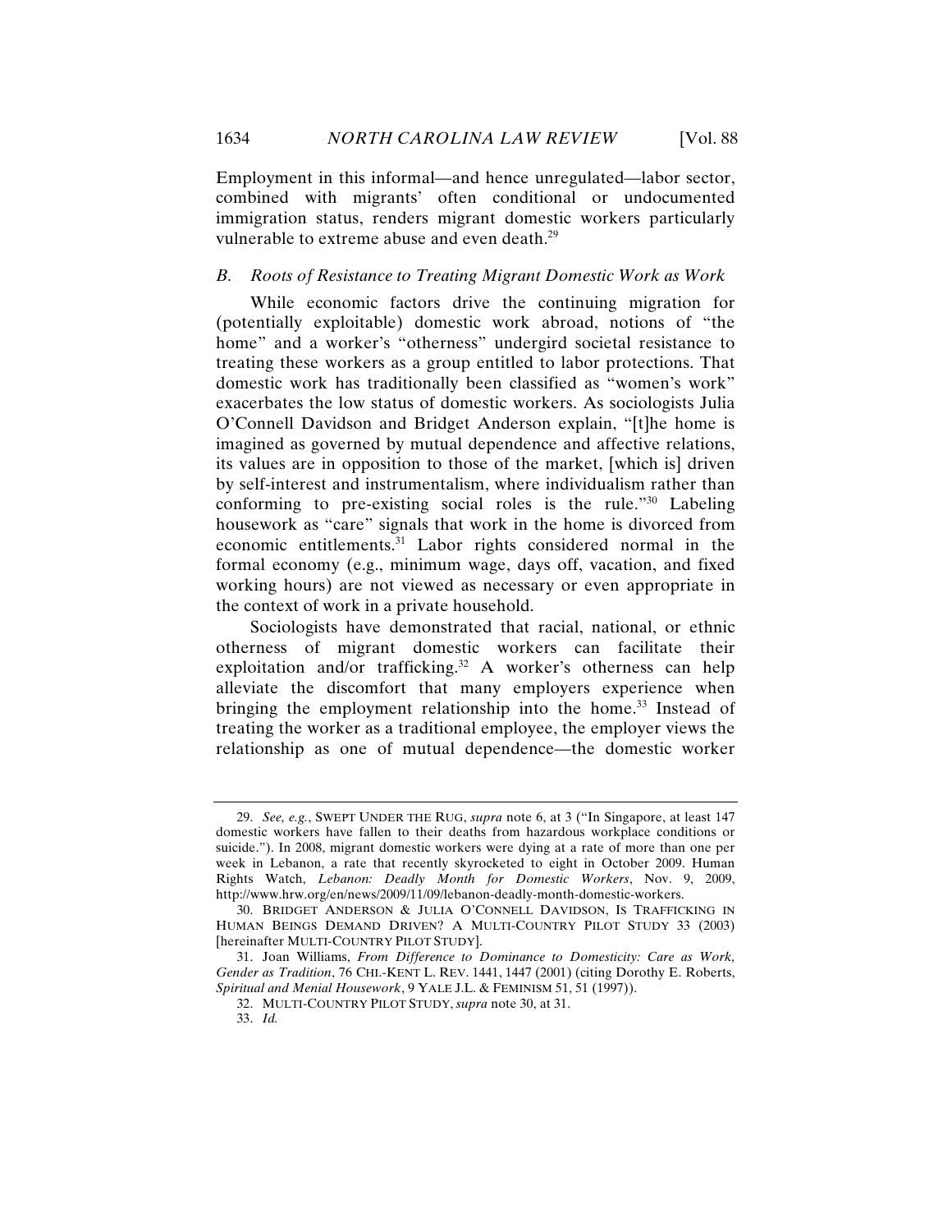Employment in this informal—and hence unregulated—labor sector, combined with migrants' often conditional or undocumented immigration status, renders migrant domestic workers particularly vulnerable to extreme abuse and even death.[29]

### *B. Roots of Resistance to Treating Migrant Domestic Work as Work*

While economic factors drive the continuing migration for (potentially exploitable) domestic work abroad, notions of "the home" and a worker's "otherness" undergird societal resistance to treating these workers as a group entitled to labor protections. That domestic work has traditionally been classified as "women's work" exacerbates the low status of domestic workers. As sociologists Julia O'Connell Davidson and Bridget Anderson explain, "[t]he home is imagined as governed by mutual dependence and affective relations, its values are in opposition to those of the market, [which is] driven by self-interest and instrumentalism, where individualism rather than conforming to pre-existing social roles is the rule."[30] Labeling housework as "care" signals that work in the home is divorced from economic entitlements.[31] Labor rights considered normal in the formal economy (e.g., minimum wage, days off, vacation, and fixed working hours) are not viewed as necessary or even appropriate in the context of work in a private household.

Sociologists have demonstrated that racial, national, or ethnic otherness of migrant domestic workers can facilitate their exploitation and/or trafficking.[32] A worker's otherness can help alleviate the discomfort that many employers experience when bringing the employment relationship into the home.[33] Instead of treating the worker as a traditional employee, the employer views the relationship as one of mutual dependence—the domestic worker

---

29. *See, e.g.*, SWEPT UNDER THE RUG, *supra* note 6, at 3 ("In Singapore, at least 147 domestic workers have fallen to their deaths from hazardous workplace conditions or suicide."). In 2008, migrant domestic workers were dying at a rate of more than one per week in Lebanon, a rate that recently skyrocketed to eight in October 2009. Human Rights Watch, *Lebanon: Deadly Month for Domestic Workers*, Nov. 9, 2009, http://www.hrw.org/en/news/2009/11/09/lebanon-deadly-month-domestic-workers.

30. BRIDGET ANDERSON & JULIA O'CONNELL DAVIDSON, IS TRAFFICKING IN HUMAN BEINGS DEMAND DRIVEN? A MULTI-COUNTRY PILOT STUDY 33 (2003) [hereinafter MULTI-COUNTRY PILOT STUDY].

31. Joan Williams, *From Difference to Dominance to Domesticity: Care as Work, Gender as Tradition*, 76 CHI.-KENT L. REV. 1441, 1447 (2001) (citing Dorothy E. Roberts, *Spiritual and Menial Housework*, 9 YALE J.L. & FEMINISM 51, 51 (1997)).

32. MULTI-COUNTRY PILOT STUDY, *supra* note 30, at 31.

33. *Id.*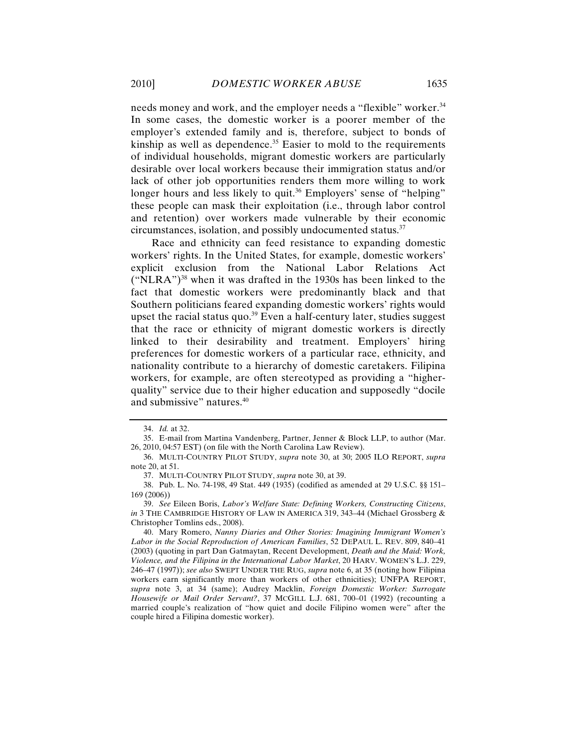needs money and work, and the employer needs a "flexible" worker.[34] In some cases, the domestic worker is a poorer member of the employer's extended family and is, therefore, subject to bonds of kinship as well as dependence.[35] Easier to mold to the requirements of individual households, migrant domestic workers are particularly desirable over local workers because their immigration status and/or lack of other job opportunities renders them more willing to work longer hours and less likely to quit.[36] Employers' sense of "helping" these people can mask their exploitation (i.e., through labor control and retention) over workers made vulnerable by their economic circumstances, isolation, and possibly undocumented status.[37]

Race and ethnicity can feed resistance to expanding domestic workers' rights. In the United States, for example, domestic workers' explicit exclusion from the National Labor Relations Act ("NLRA")[38] when it was drafted in the 1930s has been linked to the fact that domestic workers were predominantly black and that Southern politicians feared expanding domestic workers' rights would upset the racial status quo.[39] Even a half-century later, studies suggest that the race or ethnicity of migrant domestic workers is directly linked to their desirability and treatment. Employers' hiring preferences for domestic workers of a particular race, ethnicity, and nationality contribute to a hierarchy of domestic caretakers. Filipina workers, for example, are often stereotyped as providing a "higher-quality" service due to their higher education and supposedly "docile and submissive" natures.[40]

---

34. *Id.* at 32.

35. E-mail from Martina Vandenberg, Partner, Jenner & Block LLP, to author (Mar. 26, 2010, 04:57 EST) (on file with the North Carolina Law Review).

36. MULTI-COUNTRY PILOT STUDY, *supra* note 30, at 30; 2005 ILO REPORT, *supra* note 20, at 51.

37. MULTI-COUNTRY PILOT STUDY, *supra* note 30, at 39.

38. Pub. L. No. 74-198, 49 Stat. 449 (1935) (codified as amended at 29 U.S.C. §§ 151–169 (2006))

39. *See* Eileen Boris, *Labor's Welfare State: Defining Workers, Constructing Citizens*, *in* 3 THE CAMBRIDGE HISTORY OF LAW IN AMERICA 319, 343–44 (Michael Grossberg & Christopher Tomlins eds., 2008).

40. Mary Romero, *Nanny Diaries and Other Stories: Imagining Immigrant Women's Labor in the Social Reproduction of American Families*, 52 DEPAUL L. REV. 809, 840–41 (2003) (quoting in part Dan Gatmaytan, Recent Development, *Death and the Maid: Work, Violence, and the Filipina in the International Labor Market*, 20 HARV. WOMEN'S L.J. 229, 246–47 (1997)); *see also* SWEPT UNDER THE RUG, *supra* note 6, at 35 (noting how Filipina workers earn significantly more than workers of other ethnicities); UNFPA REPORT, *supra* note 3, at 34 (same); Audrey Macklin, *Foreign Domestic Worker: Surrogate Housewife or Mail Order Servant?*, 37 MCGILL L.J. 681, 700–01 (1992) (recounting a married couple's realization of "how quiet and docile Filipino women were" after the couple hired a Filipina domestic worker).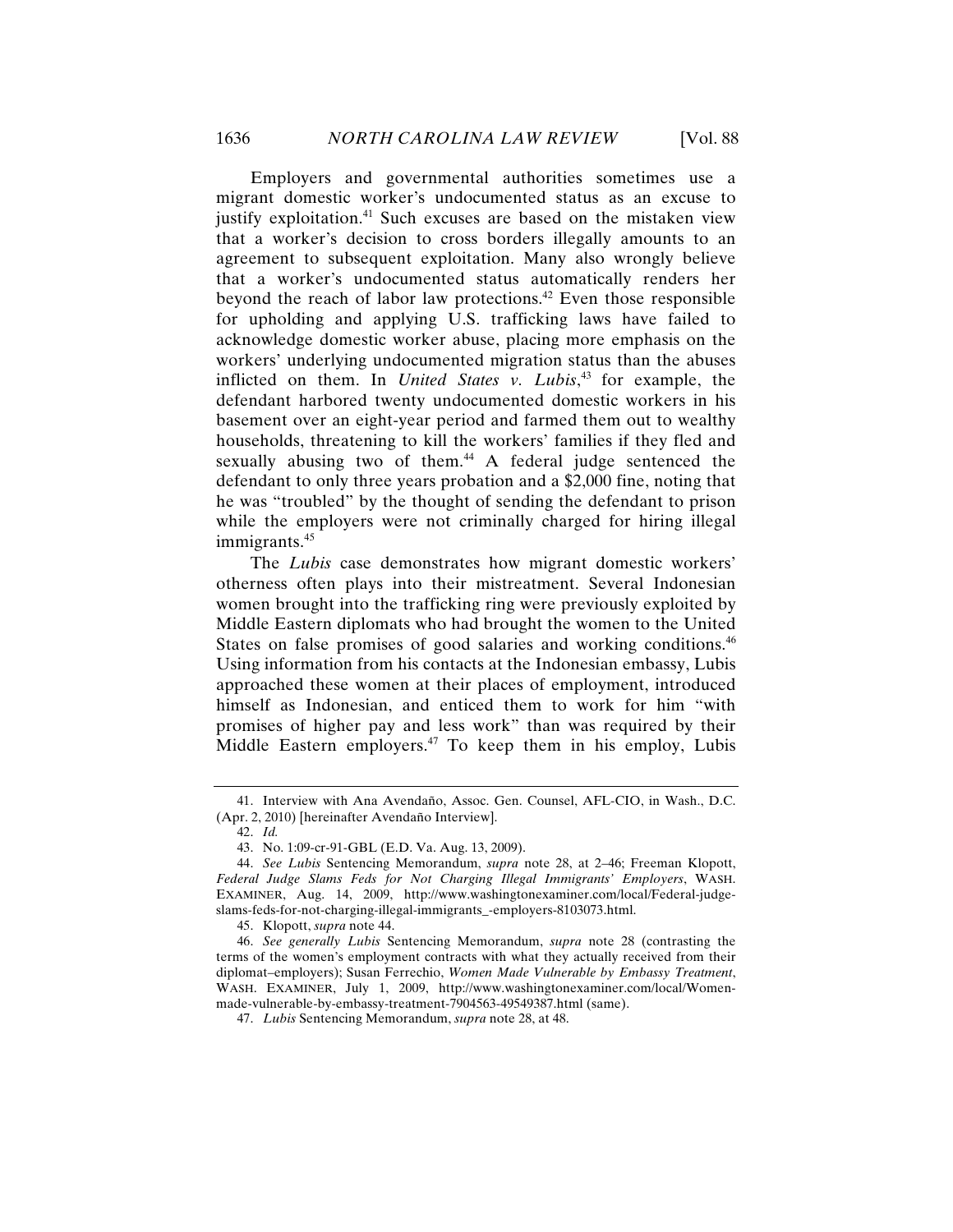Employers and governmental authorities sometimes use a migrant domestic worker's undocumented status as an excuse to justify exploitation.[41] Such excuses are based on the mistaken view that a worker's decision to cross borders illegally amounts to an agreement to subsequent exploitation. Many also wrongly believe that a worker's undocumented status automatically renders her beyond the reach of labor law protections.[42] Even those responsible for upholding and applying U.S. trafficking laws have failed to acknowledge domestic worker abuse, placing more emphasis on the workers' underlying undocumented migration status than the abuses inflicted on them. In *United States v. Lubis*,[43] for example, the defendant harbored twenty undocumented domestic workers in his basement over an eight-year period and farmed them out to wealthy households, threatening to kill the workers' families if they fled and sexually abusing two of them.[44] A federal judge sentenced the defendant to only three years probation and a $2,000 fine, noting that he was "troubled" by the thought of sending the defendant to prison while the employers were not criminally charged for hiring illegal immigrants.[45]

The *Lubis* case demonstrates how migrant domestic workers' otherness often plays into their mistreatment. Several Indonesian women brought into the trafficking ring were previously exploited by Middle Eastern diplomats who had brought the women to the United States on false promises of good salaries and working conditions.[46] Using information from his contacts at the Indonesian embassy, Lubis approached these women at their places of employment, introduced himself as Indonesian, and enticed them to work for him "with promises of higher pay and less work" than was required by their Middle Eastern employers.[47] To keep them in his employ, Lubis

---

41. Interview with Ana Avendaño, Assoc. Gen. Counsel, AFL-CIO, in Wash., D.C. (Apr. 2, 2010) [hereinafter Avendaño Interview].

42. *Id.*

43. No. 1:09-cr-91-GBL (E.D. Va. Aug. 13, 2009).

44. *See Lubis* Sentencing Memorandum, *supra* note 28, at 2–46; Freeman Klopott, *Federal Judge Slams Feds for Not Charging Illegal Immigrants' Employers*, WASH. EXAMINER, Aug. 14, 2009, http://www.washingtonexaminer.com/local/Federal-judge-slams-feds-for-not-charging-illegal-immigrants_-employers-8103073.html.

45. Klopott, *supra* note 44.

46. *See generally Lubis* Sentencing Memorandum, *supra* note 28 (contrasting the terms of the women's employment contracts with what they actually received from their diplomat–employers); Susan Ferrechio, *Women Made Vulnerable by Embassy Treatment*, WASH. EXAMINER, July 1, 2009, http://www.washingtonexaminer.com/local/Women-made-vulnerable-by-embassy-treatment-7904563-49549387.html (same).

47. *Lubis* Sentencing Memorandum, *supra* note 28, at 48.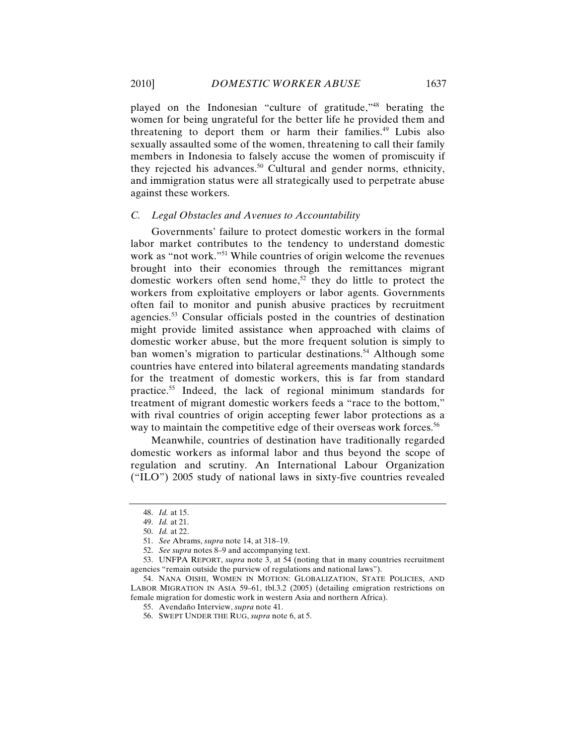played on the Indonesian "culture of gratitude,"[48] berating the women for being ungrateful for the better life he provided them and threatening to deport them or harm their families.[49] Lubis also sexually assaulted some of the women, threatening to call their family members in Indonesia to falsely accuse the women of promiscuity if they rejected his advances.[50] Cultural and gender norms, ethnicity, and immigration status were all strategically used to perpetrate abuse against these workers.

### *C. Legal Obstacles and Avenues to Accountability*

Governments' failure to protect domestic workers in the formal labor market contributes to the tendency to understand domestic work as "not work."[51] While countries of origin welcome the revenues brought into their economies through the remittances migrant domestic workers often send home,[52] they do little to protect the workers from exploitative employers or labor agents. Governments often fail to monitor and punish abusive practices by recruitment agencies.[53] Consular officials posted in the countries of destination might provide limited assistance when approached with claims of domestic worker abuse, but the more frequent solution is simply to ban women's migration to particular destinations.[54] Although some countries have entered into bilateral agreements mandating standards for the treatment of domestic workers, this is far from standard practice.[55] Indeed, the lack of regional minimum standards for treatment of migrant domestic workers feeds a "race to the bottom," with rival countries of origin accepting fewer labor protections as a way to maintain the competitive edge of their overseas work forces.[56]

Meanwhile, countries of destination have traditionally regarded domestic workers as informal labor and thus beyond the scope of regulation and scrutiny. An International Labour Organization ("ILO") 2005 study of national laws in sixty-five countries revealed

---

48. *Id.* at 15.

49. *Id.* at 21.

50. *Id.* at 22.

51. *See* Abrams, *supra* note 14, at 318–19.

52. *See supra* notes 8–9 and accompanying text.

53. UNFPA REPORT, *supra* note 3, at 54 (noting that in many countries recruitment agencies "remain outside the purview of regulations and national laws").

54. NANA OISHI, WOMEN IN MOTION: GLOBALIZATION, STATE POLICIES, AND LABOR MIGRATION IN ASIA 59–61, tbl.3.2 (2005) (detailing emigration restrictions on female migration for domestic work in western Asia and northern Africa).

55. Avendaño Interview, *supra* note 41.

56. SWEPT UNDER THE RUG, *supra* note 6, at 5.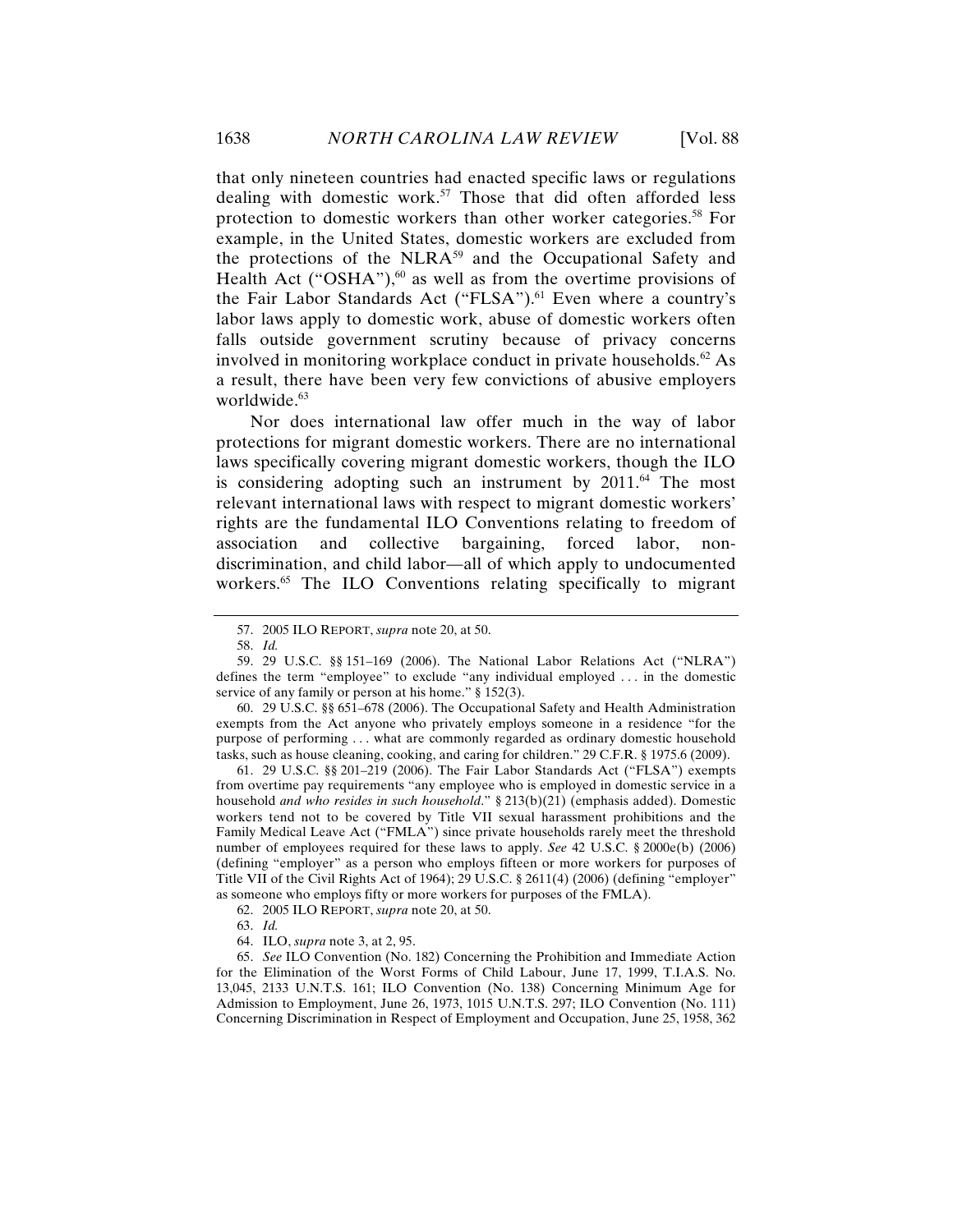that only nineteen countries had enacted specific laws or regulations dealing with domestic work.[57] Those that did often afforded less protection to domestic workers than other worker categories.[58] For example, in the United States, domestic workers are excluded from the protections of the NLRA[59] and the Occupational Safety and Health Act ("OSHA"),[60] as well as from the overtime provisions of the Fair Labor Standards Act ("FLSA").[61] Even where a country's labor laws apply to domestic work, abuse of domestic workers often falls outside government scrutiny because of privacy concerns involved in monitoring workplace conduct in private households.[62] As a result, there have been very few convictions of abusive employers worldwide.[63]

Nor does international law offer much in the way of labor protections for migrant domestic workers. There are no international laws specifically covering migrant domestic workers, though the ILO is considering adopting such an instrument by 2011.[64] The most relevant international laws with respect to migrant domestic workers' rights are the fundamental ILO Conventions relating to freedom of association and collective bargaining, forced labor, non-discrimination, and child labor—all of which apply to undocumented workers.[65] The ILO Conventions relating specifically to migrant

---

57. 2005 ILO REPORT, *supra* note 20, at 50.

58. *Id.*

59. 29 U.S.C. §§ 151–169 (2006). The National Labor Relations Act ("NLRA") defines the term "employee" to exclude "any individual employed . . . in the domestic service of any family or person at his home." § 152(3).

60. 29 U.S.C. §§ 651–678 (2006). The Occupational Safety and Health Administration exempts from the Act anyone who privately employs someone in a residence "for the purpose of performing . . . what are commonly regarded as ordinary domestic household tasks, such as house cleaning, cooking, and caring for children." 29 C.F.R. § 1975.6 (2009).

61. 29 U.S.C. §§ 201–219 (2006). The Fair Labor Standards Act ("FLSA") exempts from overtime pay requirements "any employee who is employed in domestic service in a household *and who resides in such household*." § 213(b)(21) (emphasis added). Domestic workers tend not to be covered by Title VII sexual harassment prohibitions and the Family Medical Leave Act ("FMLA") since private households rarely meet the threshold number of employees required for these laws to apply. *See* 42 U.S.C. § 2000e(b) (2006) (defining "employer" as a person who employs fifteen or more workers for purposes of Title VII of the Civil Rights Act of 1964); 29 U.S.C. § 2611(4) (2006) (defining "employer" as someone who employs fifty or more workers for purposes of the FMLA).

62. 2005 ILO REPORT, *supra* note 20, at 50.

63. *Id.*

64. ILO, *supra* note 3, at 2, 95.

65. *See* ILO Convention (No. 182) Concerning the Prohibition and Immediate Action for the Elimination of the Worst Forms of Child Labour, June 17, 1999, T.I.A.S. No. 13,045, 2133 U.N.T.S. 161; ILO Convention (No. 138) Concerning Minimum Age for Admission to Employment, June 26, 1973, 1015 U.N.T.S. 297; ILO Convention (No. 111) Concerning Discrimination in Respect of Employment and Occupation, June 25, 1958, 362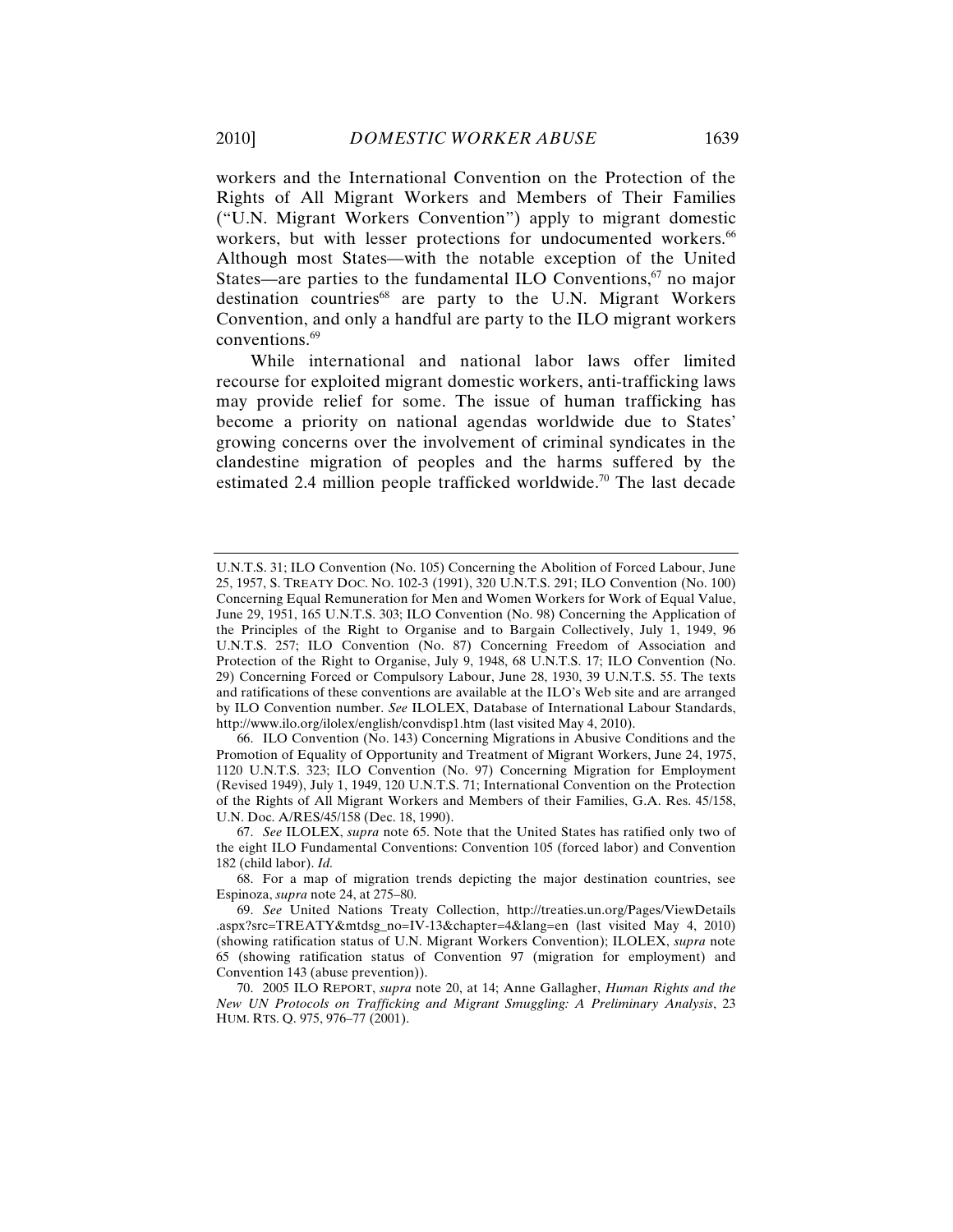workers and the International Convention on the Protection of the Rights of All Migrant Workers and Members of Their Families ("U.N. Migrant Workers Convention") apply to migrant domestic workers, but with lesser protections for undocumented workers.[66] Although most States—with the notable exception of the United States—are parties to the fundamental ILO Conventions,[67] no major destination countries[68] are party to the U.N. Migrant Workers Convention, and only a handful are party to the ILO migrant workers conventions.[69]

While international and national labor laws offer limited recourse for exploited migrant domestic workers, anti-trafficking laws may provide relief for some. The issue of human trafficking has become a priority on national agendas worldwide due to States' growing concerns over the involvement of criminal syndicates in the clandestine migration of peoples and the harms suffered by the estimated 2.4 million people trafficked worldwide.[70] The last decade

---

U.N.T.S. 31; ILO Convention (No. 105) Concerning the Abolition of Forced Labour, June 25, 1957, S. TREATY DOC. NO. 102-3 (1991), 320 U.N.T.S. 291; ILO Convention (No. 100) Concerning Equal Remuneration for Men and Women Workers for Work of Equal Value, June 29, 1951, 165 U.N.T.S. 303; ILO Convention (No. 98) Concerning the Application of the Principles of the Right to Organise and to Bargain Collectively, July 1, 1949, 96 U.N.T.S. 257; ILO Convention (No. 87) Concerning Freedom of Association and Protection of the Right to Organise, July 9, 1948, 68 U.N.T.S. 17; ILO Convention (No. 29) Concerning Forced or Compulsory Labour, June 28, 1930, 39 U.N.T.S. 55. The texts and ratifications of these conventions are available at the ILO's Web site and are arranged by ILO Convention number. *See* ILOLEX, Database of International Labour Standards, http://www.ilo.org/ilolex/english/convdisp1.htm (last visited May 4, 2010).

66. ILO Convention (No. 143) Concerning Migrations in Abusive Conditions and the Promotion of Equality of Opportunity and Treatment of Migrant Workers, June 24, 1975, 1120 U.N.T.S. 323; ILO Convention (No. 97) Concerning Migration for Employment (Revised 1949), July 1, 1949, 120 U.N.T.S. 71; International Convention on the Protection of the Rights of All Migrant Workers and Members of their Families, G.A. Res. 45/158, U.N. Doc. A/RES/45/158 (Dec. 18, 1990).

67. *See* ILOLEX, *supra* note 65. Note that the United States has ratified only two of the eight ILO Fundamental Conventions: Convention 105 (forced labor) and Convention 182 (child labor). *Id.*

68. For a map of migration trends depicting the major destination countries, see Espinoza, *supra* note 24, at 275–80.

69. *See* United Nations Treaty Collection, http://treaties.un.org/Pages/ViewDetails.aspx?src=TREATY&mtdsg_no=IV-13&chapter=4&lang=en (last visited May 4, 2010) (showing ratification status of U.N. Migrant Workers Convention); ILOLEX, *supra* note 65 (showing ratification status of Convention 97 (migration for employment) and Convention 143 (abuse prevention)).

70. 2005 ILO REPORT, *supra* note 20, at 14; Anne Gallagher, *Human Rights and the New UN Protocols on Trafficking and Migrant Smuggling: A Preliminary Analysis*, 23 HUM. RTS. Q. 975, 976–77 (2001).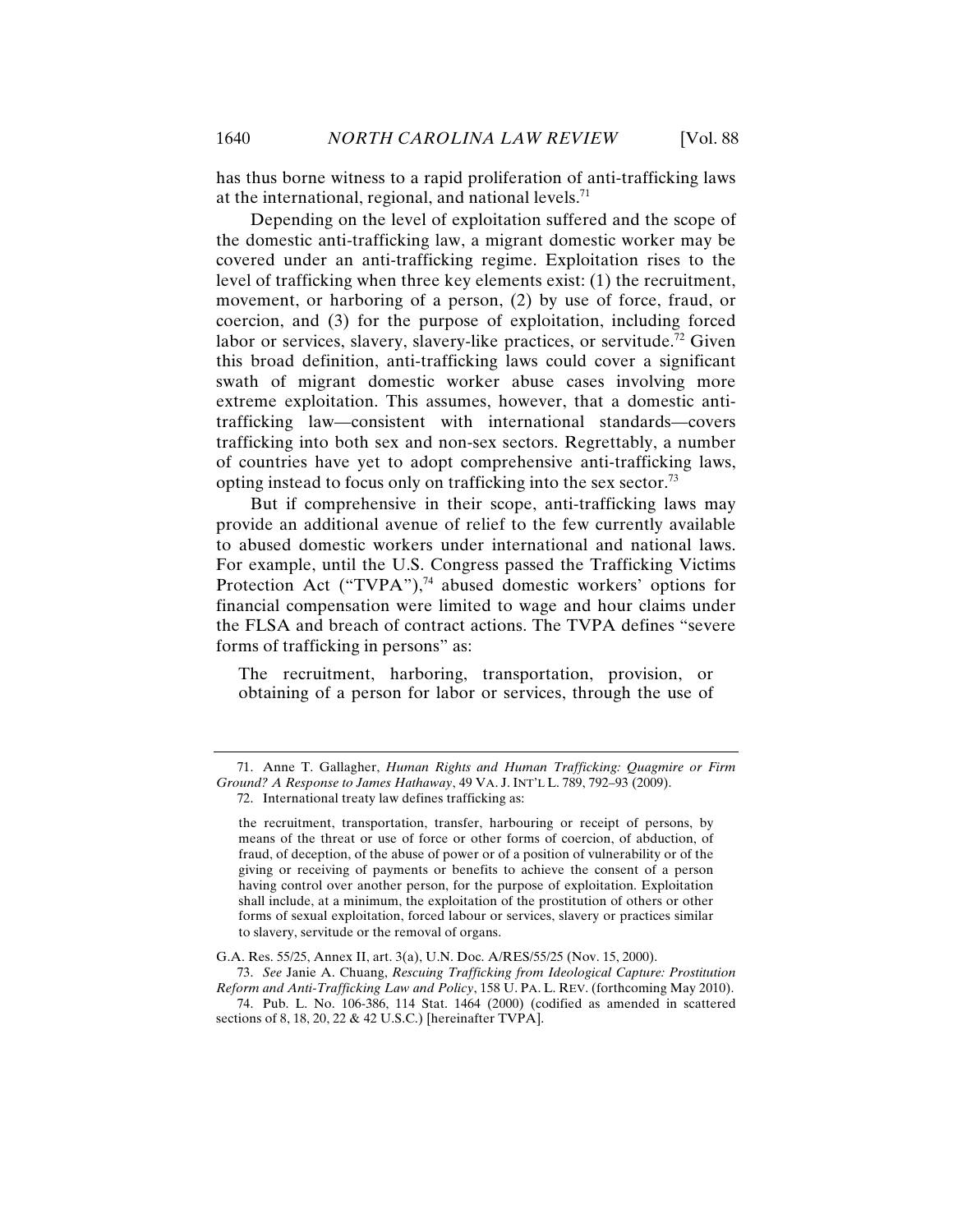has thus borne witness to a rapid proliferation of anti-trafficking laws at the international, regional, and national levels.[71]

Depending on the level of exploitation suffered and the scope of the domestic anti-trafficking law, a migrant domestic worker may be covered under an anti-trafficking regime. Exploitation rises to the level of trafficking when three key elements exist: (1) the recruitment, movement, or harboring of a person, (2) by use of force, fraud, or coercion, and (3) for the purpose of exploitation, including forced labor or services, slavery, slavery-like practices, or servitude.[72] Given this broad definition, anti-trafficking laws could cover a significant swath of migrant domestic worker abuse cases involving more extreme exploitation. This assumes, however, that a domestic anti-trafficking law—consistent with international standards—covers trafficking into both sex and non-sex sectors. Regrettably, a number of countries have yet to adopt comprehensive anti-trafficking laws, opting instead to focus only on trafficking into the sex sector.[73]

But if comprehensive in their scope, anti-trafficking laws may provide an additional avenue of relief to the few currently available to abused domestic workers under international and national laws. For example, until the U.S. Congress passed the Trafficking Victims Protection Act ("TVPA"),[74] abused domestic workers' options for financial compensation were limited to wage and hour claims under the FLSA and breach of contract actions. The TVPA defines "severe forms of trafficking in persons" as:

> The recruitment, harboring, transportation, provision, or obtaining of a person for labor or services, through the use of

---

71. Anne T. Gallagher, *Human Rights and Human Trafficking: Quagmire or Firm Ground? A Response to James Hathaway*, 49 VA. J. INT'L L. 789, 792–93 (2009).

72. International treaty law defines trafficking as:

> the recruitment, transportation, transfer, harbouring or receipt of persons, by means of the threat or use of force or other forms of coercion, of abduction, of fraud, of deception, of the abuse of power or of a position of vulnerability or of the giving or receiving of payments or benefits to achieve the consent of a person having control over another person, for the purpose of exploitation. Exploitation shall include, at a minimum, the exploitation of the prostitution of others or other forms of sexual exploitation, forced labour or services, slavery or practices similar to slavery, servitude or the removal of organs.

G.A. Res. 55/25, Annex II, art. 3(a), U.N. Doc. A/RES/55/25 (Nov. 15, 2000).

73. *See* Janie A. Chuang, *Rescuing Trafficking from Ideological Capture: Prostitution Reform and Anti-Trafficking Law and Policy*, 158 U. PA. L. REV. (forthcoming May 2010).

74. Pub. L. No. 106-386, 114 Stat. 1464 (2000) (codified as amended in scattered sections of 8, 18, 20, 22 & 42 U.S.C.) [hereinafter TVPA].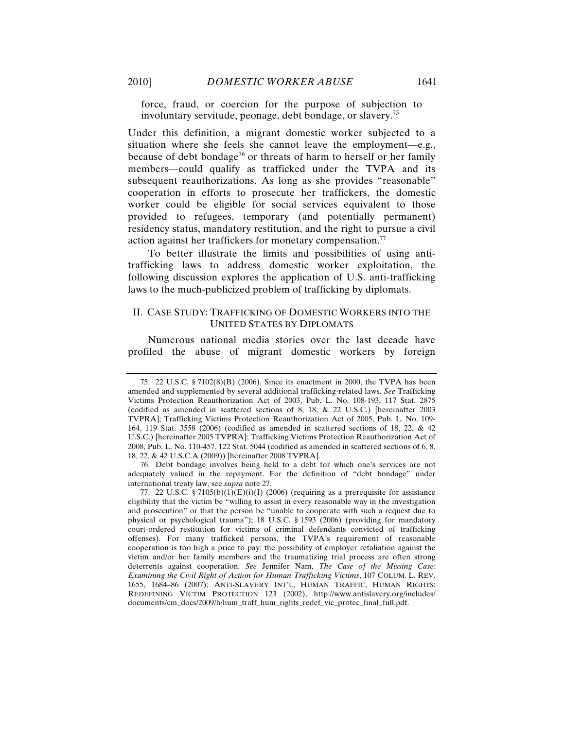force, fraud, or coercion for the purpose of subjection to involuntary servitude, peonage, debt bondage, or slavery.[75]

Under this definition, a migrant domestic worker subjected to a situation where she feels she cannot leave the employment—e.g., because of debt bondage[76] or threats of harm to herself or her family members—could qualify as trafficked under the TVPA and its subsequent reauthorizations. As long as she provides "reasonable" cooperation in efforts to prosecute her traffickers, the domestic worker could be eligible for social services equivalent to those provided to refugees, temporary (and potentially permanent) residency status, mandatory restitution, and the right to pursue a civil action against her traffickers for monetary compensation.[77]

To better illustrate the limits and possibilities of using anti-trafficking laws to address domestic worker exploitation, the following discussion explores the application of U.S. anti-trafficking laws to the much-publicized problem of trafficking by diplomats.

## II. CASE STUDY: TRAFFICKING OF DOMESTIC WORKERS INTO THE UNITED STATES BY DIPLOMATS

Numerous national media stories over the last decade have profiled the abuse of migrant domestic workers by foreign

---

75. 22 U.S.C. § 7102(8)(B) (2006). Since its enactment in 2000, the TVPA has been amended and supplemented by several additional trafficking-related laws. *See* Trafficking Victims Protection Reauthorization Act of 2003, Pub. L. No. 108-193, 117 Stat. 2875 (codified as amended in scattered sections of 8, 18, & 22 U.S.C.) [hereinafter 2003 TVPRA]; Trafficking Victims Protection Reauthorization Act of 2005, Pub. L. No. 109-164, 119 Stat. 3558 (2006) (codified as amended in scattered sections of 18, 22, & 42 U.S.C.) [hereinafter 2005 TVPRA]; Trafficking Victims Protection Reauthorization Act of 2008, Pub. L. No. 110-457, 122 Stat. 5044 (codified as amended in scattered sections of 6, 8, 18, 22, & 42 U.S.C.A (2009)) [hereinafter 2008 TVPRA].

76. Debt bondage involves being held to a debt for which one's services are not adequately valued in the repayment. For the definition of "debt bondage" under international treaty law, see *supra* note 27.

77. 22 U.S.C. § 7105(b)(1)(E)(i)(I) (2006) (requiring as a prerequisite for assistance eligibility that the victim be "willing to assist in every reasonable way in the investigation and prosecution" or that the person be "unable to cooperate with such a request due to physical or psychological trauma"); 18 U.S.C. § 1593 (2006) (providing for mandatory court-ordered restitution for victims of criminal defendants convicted of trafficking offenses). For many trafficked persons, the TVPA's requirement of reasonable cooperation is too high a price to pay: the possibility of employer retaliation against the victim and/or her family members and the traumatizing trial process are often strong deterrents against cooperation. *See* Jennifer Nam, *The Case of the Missing Case: Examining the Civil Right of Action for Human Trafficking Victims*, 107 COLUM. L. REV. 1655, 1684–86 (2007); ANTI-SLAVERY INT'L, HUMAN TRAFFIC, HUMAN RIGHTS: REDEFINING VICTIM PROTECTION 123 (2002), http://www.antislavery.org/includes/documents/cm_docs/2009/h/hum_traff_hum_rights_redef_vic_protec_final_full.pdf.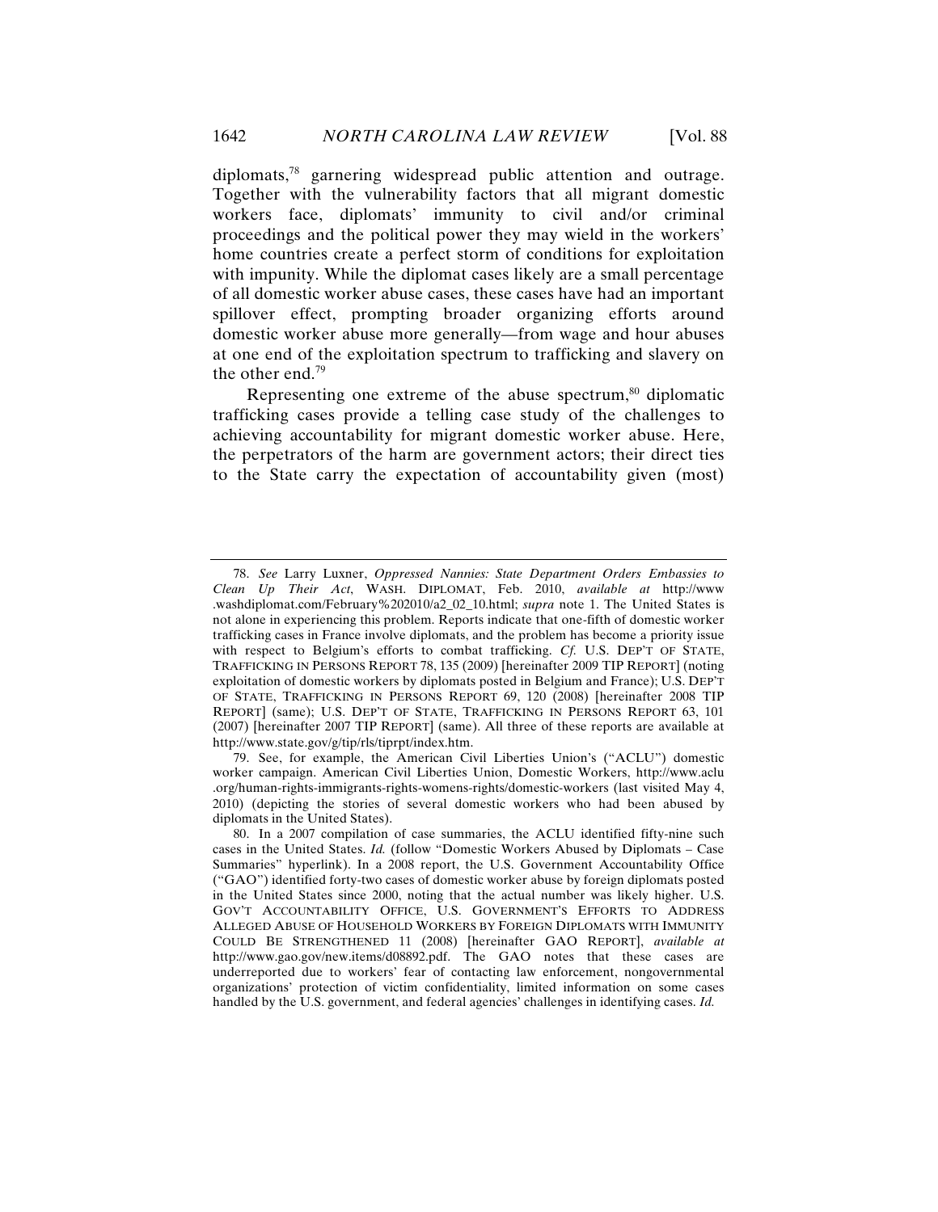diplomats,[78] garnering widespread public attention and outrage. Together with the vulnerability factors that all migrant domestic workers face, diplomats' immunity to civil and/or criminal proceedings and the political power they may wield in the workers' home countries create a perfect storm of conditions for exploitation with impunity. While the diplomat cases likely are a small percentage of all domestic worker abuse cases, these cases have had an important spillover effect, prompting broader organizing efforts around domestic worker abuse more generally—from wage and hour abuses at one end of the exploitation spectrum to trafficking and slavery on the other end.[79]

Representing one extreme of the abuse spectrum,[80] diplomatic trafficking cases provide a telling case study of the challenges to achieving accountability for migrant domestic worker abuse. Here, the perpetrators of the harm are government actors; their direct ties to the State carry the expectation of accountability given (most)

---

78. *See* Larry Luxner, *Oppressed Nannies: State Department Orders Embassies to Clean Up Their Act*, WASH. DIPLOMAT, Feb. 2010, *available at* http://www.washdiplomat.com/February%202010/a2_02_10.html; *supra* note 1. The United States is not alone in experiencing this problem. Reports indicate that one-fifth of domestic worker trafficking cases in France involve diplomats, and the problem has become a priority issue with respect to Belgium's efforts to combat trafficking. *Cf.* U.S. DEP'T OF STATE, TRAFFICKING IN PERSONS REPORT 78, 135 (2009) [hereinafter 2009 TIP REPORT] (noting exploitation of domestic workers by diplomats posted in Belgium and France); U.S. DEP'T OF STATE, TRAFFICKING IN PERSONS REPORT 69, 120 (2008) [hereinafter 2008 TIP REPORT] (same); U.S. DEP'T OF STATE, TRAFFICKING IN PERSONS REPORT 63, 101 (2007) [hereinafter 2007 TIP REPORT] (same). All three of these reports are available at http://www.state.gov/g/tip/rls/tiprpt/index.htm.

79. See, for example, the American Civil Liberties Union's ("ACLU") domestic worker campaign. American Civil Liberties Union, Domestic Workers, http://www.aclu.org/human-rights-immigrants-rights-womens-rights/domestic-workers (last visited May 4, 2010) (depicting the stories of several domestic workers who had been abused by diplomats in the United States).

80. In a 2007 compilation of case summaries, the ACLU identified fifty-nine such cases in the United States. *Id.* (follow "Domestic Workers Abused by Diplomats – Case Summaries" hyperlink). In a 2008 report, the U.S. Government Accountability Office ("GAO") identified forty-two cases of domestic worker abuse by foreign diplomats posted in the United States since 2000, noting that the actual number was likely higher. U.S. GOV'T ACCOUNTABILITY OFFICE, U.S. GOVERNMENT'S EFFORTS TO ADDRESS ALLEGED ABUSE OF HOUSEHOLD WORKERS BY FOREIGN DIPLOMATS WITH IMMUNITY COULD BE STRENGTHENED 11 (2008) [hereinafter GAO REPORT], *available at* http://www.gao.gov/new.items/d08892.pdf. The GAO notes that these cases are underreported due to workers' fear of contacting law enforcement, nongovernmental organizations' protection of victim confidentiality, limited information on some cases handled by the U.S. government, and federal agencies' challenges in identifying cases. *Id.*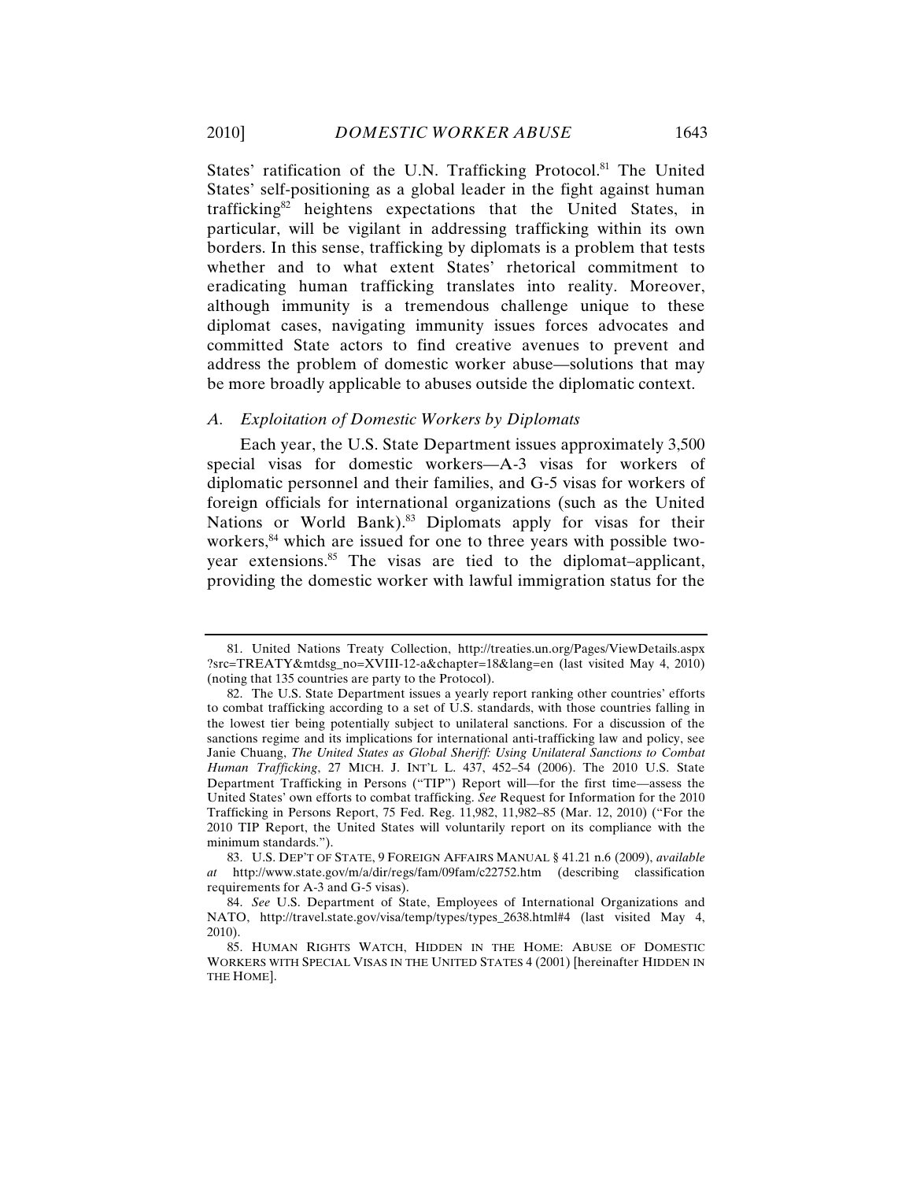States' ratification of the U.N. Trafficking Protocol.[81] The United States' self-positioning as a global leader in the fight against human trafficking[82] heightens expectations that the United States, in particular, will be vigilant in addressing trafficking within its own borders. In this sense, trafficking by diplomats is a problem that tests whether and to what extent States' rhetorical commitment to eradicating human trafficking translates into reality. Moreover, although immunity is a tremendous challenge unique to these diplomat cases, navigating immunity issues forces advocates and committed State actors to find creative avenues to prevent and address the problem of domestic worker abuse—solutions that may be more broadly applicable to abuses outside the diplomatic context.

### *A. Exploitation of Domestic Workers by Diplomats*

Each year, the U.S. State Department issues approximately 3,500 special visas for domestic workers—A-3 visas for workers of diplomatic personnel and their families, and G-5 visas for workers of foreign officials for international organizations (such as the United Nations or World Bank).[83] Diplomats apply for visas for their workers,[84] which are issued for one to three years with possible two-year extensions.[85] The visas are tied to the diplomat–applicant, providing the domestic worker with lawful immigration status for the

---

81. United Nations Treaty Collection, http://treaties.un.org/Pages/ViewDetails.aspx?src=TREATY&mtdsg_no=XVIII-12-a&chapter=18&lang=en (last visited May 4, 2010) (noting that 135 countries are party to the Protocol).

82. The U.S. State Department issues a yearly report ranking other countries' efforts to combat trafficking according to a set of U.S. standards, with those countries falling in the lowest tier being potentially subject to unilateral sanctions. For a discussion of the sanctions regime and its implications for international anti-trafficking law and policy, see Janie Chuang, *The United States as Global Sheriff: Using Unilateral Sanctions to Combat Human Trafficking*, 27 MICH. J. INT'L L. 437, 452–54 (2006). The 2010 U.S. State Department Trafficking in Persons ("TIP") Report will—for the first time—assess the United States' own efforts to combat trafficking. *See* Request for Information for the 2010 Trafficking in Persons Report, 75 Fed. Reg. 11,982, 11,982–85 (Mar. 12, 2010) ("For the 2010 TIP Report, the United States will voluntarily report on its compliance with the minimum standards.").

83. U.S. DEP'T OF STATE, 9 FOREIGN AFFAIRS MANUAL § 41.21 n.6 (2009), *available at* http://www.state.gov/m/a/dir/regs/fam/09fam/c22752.htm (describing classification requirements for A-3 and G-5 visas).

84. *See* U.S. Department of State, Employees of International Organizations and NATO, http://travel.state.gov/visa/temp/types/types_2638.html#4 (last visited May 4, 2010).

85. HUMAN RIGHTS WATCH, HIDDEN IN THE HOME: ABUSE OF DOMESTIC WORKERS WITH SPECIAL VISAS IN THE UNITED STATES 4 (2001) [hereinafter HIDDEN IN THE HOME].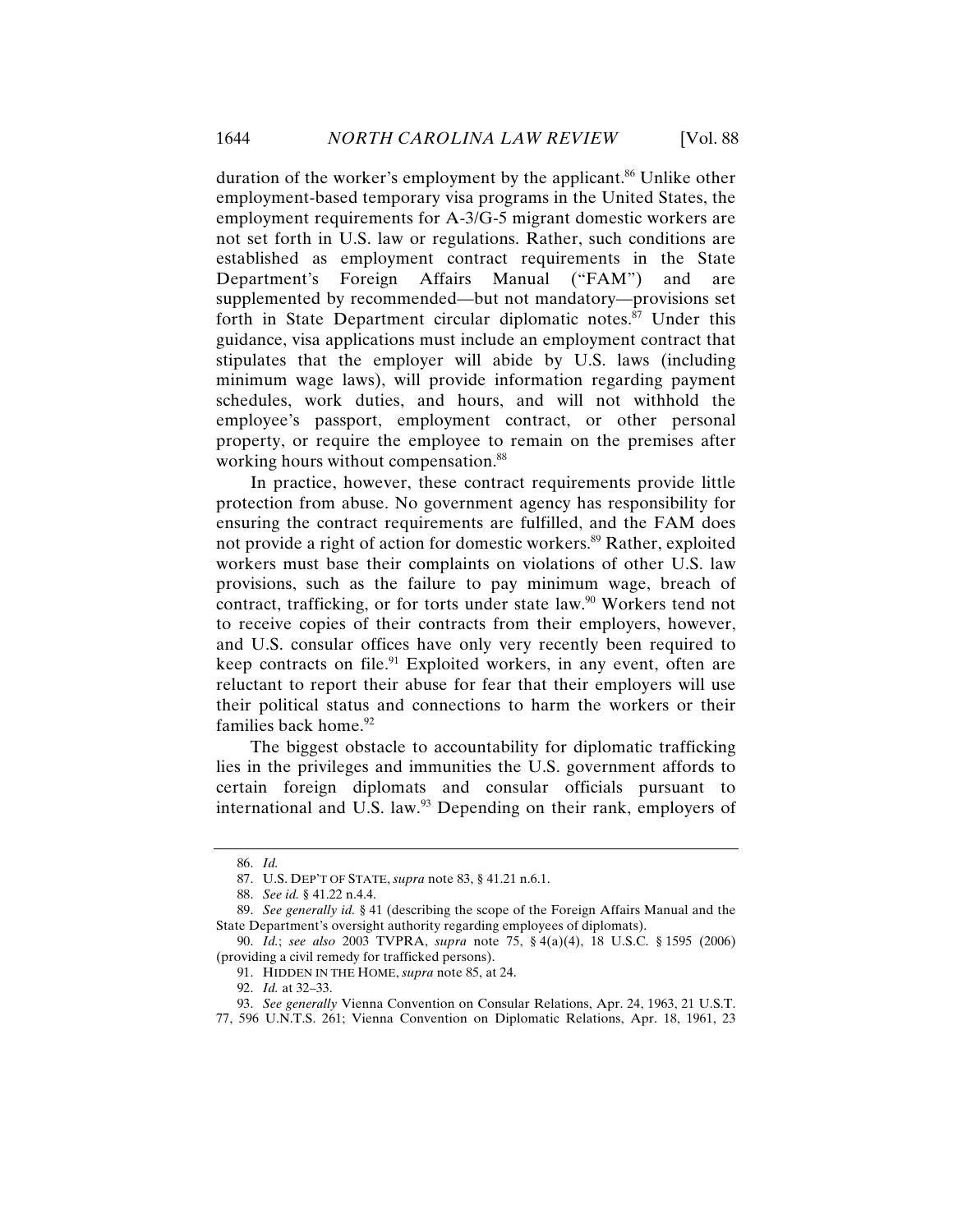duration of the worker's employment by the applicant.[86] Unlike other employment-based temporary visa programs in the United States, the employment requirements for A-3/G-5 migrant domestic workers are not set forth in U.S. law or regulations. Rather, such conditions are established as employment contract requirements in the State Department's Foreign Affairs Manual ("FAM") and are supplemented by recommended—but not mandatory—provisions set forth in State Department circular diplomatic notes.[87] Under this guidance, visa applications must include an employment contract that stipulates that the employer will abide by U.S. laws (including minimum wage laws), will provide information regarding payment schedules, work duties, and hours, and will not withhold the employee's passport, employment contract, or other personal property, or require the employee to remain on the premises after working hours without compensation.[88]

In practice, however, these contract requirements provide little protection from abuse. No government agency has responsibility for ensuring the contract requirements are fulfilled, and the FAM does not provide a right of action for domestic workers.[89] Rather, exploited workers must base their complaints on violations of other U.S. law provisions, such as the failure to pay minimum wage, breach of contract, trafficking, or for torts under state law.[90] Workers tend not to receive copies of their contracts from their employers, however, and U.S. consular offices have only very recently been required to keep contracts on file.[91] Exploited workers, in any event, often are reluctant to report their abuse for fear that their employers will use their political status and connections to harm the workers or their families back home.[92]

The biggest obstacle to accountability for diplomatic trafficking lies in the privileges and immunities the U.S. government affords to certain foreign diplomats and consular officials pursuant to international and U.S. law.[93] Depending on their rank, employers of

---

86. *Id.*

87. U.S. DEP'T OF STATE, *supra* note 83, § 41.21 n.6.1.

88. *See id.* § 41.22 n.4.4.

89. *See generally id.* § 41 (describing the scope of the Foreign Affairs Manual and the State Department's oversight authority regarding employees of diplomats).

90. *Id.*; *see also* 2003 TVPRA, *supra* note 75, § 4(a)(4), 18 U.S.C. § 1595 (2006) (providing a civil remedy for trafficked persons).

91. HIDDEN IN THE HOME, *supra* note 85, at 24.

92. *Id.* at 32–33.

93. *See generally* Vienna Convention on Consular Relations, Apr. 24, 1963, 21 U.S.T. 77, 596 U.N.T.S. 261; Vienna Convention on Diplomatic Relations, Apr. 18, 1961, 23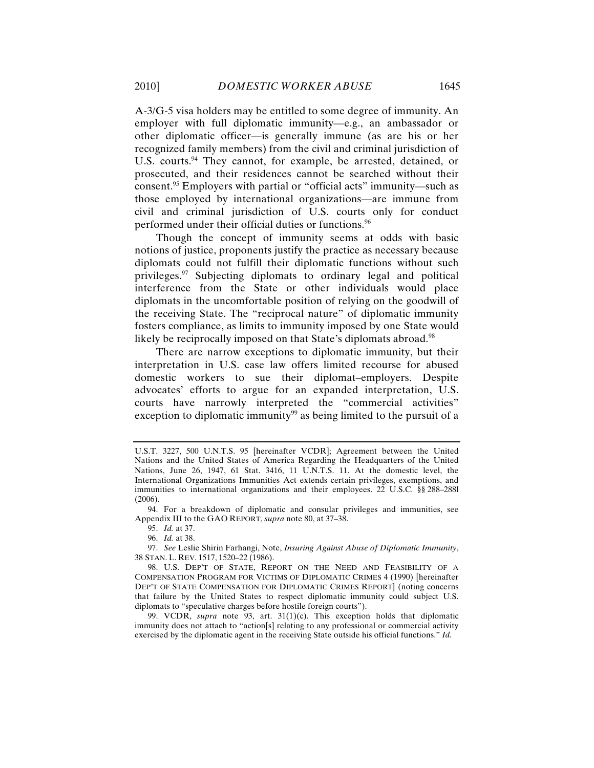A-3/G-5 visa holders may be entitled to some degree of immunity. An employer with full diplomatic immunity—e.g., an ambassador or other diplomatic officer—is generally immune (as are his or her recognized family members) from the civil and criminal jurisdiction of U.S. courts.[94] They cannot, for example, be arrested, detained, or prosecuted, and their residences cannot be searched without their consent.[95] Employers with partial or "official acts" immunity—such as those employed by international organizations—are immune from civil and criminal jurisdiction of U.S. courts only for conduct performed under their official duties or functions.[96]

Though the concept of immunity seems at odds with basic notions of justice, proponents justify the practice as necessary because diplomats could not fulfill their diplomatic functions without such privileges.[97] Subjecting diplomats to ordinary legal and political interference from the State or other individuals would place diplomats in the uncomfortable position of relying on the goodwill of the receiving State. The "reciprocal nature" of diplomatic immunity fosters compliance, as limits to immunity imposed by one State would likely be reciprocally imposed on that State's diplomats abroad.[98]

There are narrow exceptions to diplomatic immunity, but their interpretation in U.S. case law offers limited recourse for abused domestic workers to sue their diplomat–employers. Despite advocates' efforts to argue for an expanded interpretation, U.S. courts have narrowly interpreted the "commercial activities" exception to diplomatic immunity[99] as being limited to the pursuit of a

---

U.S.T. 3227, 500 U.N.T.S. 95 [hereinafter VCDR]; Agreement between the United Nations and the United States of America Regarding the Headquarters of the United Nations, June 26, 1947, 61 Stat. 3416, 11 U.N.T.S. 11. At the domestic level, the International Organizations Immunities Act extends certain privileges, exemptions, and immunities to international organizations and their employees. 22 U.S.C. §§ 288–288l (2006).

94. For a breakdown of diplomatic and consular privileges and immunities, see Appendix III to the GAO REPORT, *supra* note 80, at 37–38.

95. *Id.* at 37.

96. *Id.* at 38.

97. *See* Leslie Shirin Farhangi, Note, *Insuring Against Abuse of Diplomatic Immunity*, 38 STAN. L. REV. 1517, 1520–22 (1986).

98. U.S. DEP'T OF STATE, REPORT ON THE NEED AND FEASIBILITY OF A COMPENSATION PROGRAM FOR VICTIMS OF DIPLOMATIC CRIMES 4 (1990) [hereinafter DEP'T OF STATE COMPENSATION FOR DIPLOMATIC CRIMES REPORT] (noting concerns that failure by the United States to respect diplomatic immunity could subject U.S. diplomats to "speculative charges before hostile foreign courts").

99. VCDR, *supra* note 93, art. 31(1)(c). This exception holds that diplomatic immunity does not attach to "action[s] relating to any professional or commercial activity exercised by the diplomatic agent in the receiving State outside his official functions." *Id.*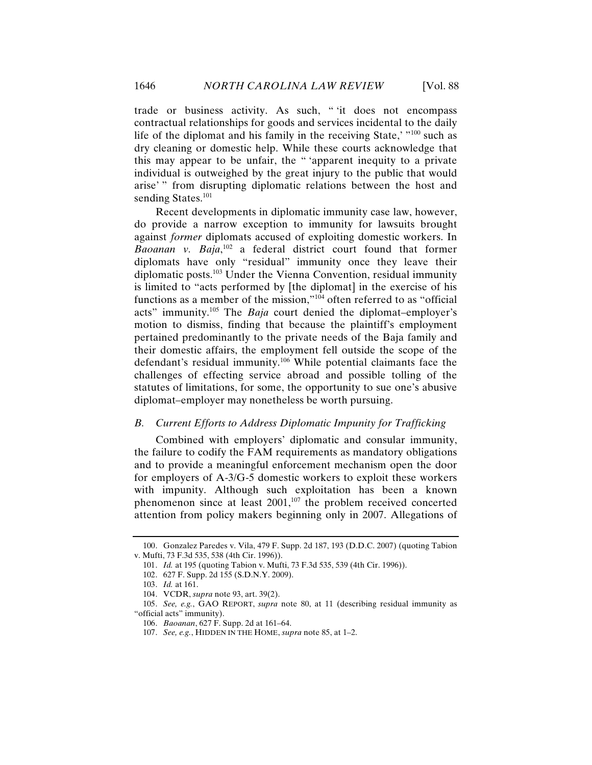trade or business activity. As such, " 'it does not encompass contractual relationships for goods and services incidental to the daily life of the diplomat and his family in the receiving State,' "[100] such as dry cleaning or domestic help. While these courts acknowledge that this may appear to be unfair, the " 'apparent inequity to a private individual is outweighed by the great injury to the public that would arise' " from disrupting diplomatic relations between the host and sending States.[101]

Recent developments in diplomatic immunity case law, however, do provide a narrow exception to immunity for lawsuits brought against *former* diplomats accused of exploiting domestic workers. In *Baoanan v. Baja*,[102] a federal district court found that former diplomats have only "residual" immunity once they leave their diplomatic posts.[103] Under the Vienna Convention, residual immunity is limited to "acts performed by [the diplomat] in the exercise of his functions as a member of the mission,"[104] often referred to as "official acts" immunity.[105] The *Baja* court denied the diplomat–employer's motion to dismiss, finding that because the plaintiff's employment pertained predominantly to the private needs of the Baja family and their domestic affairs, the employment fell outside the scope of the defendant's residual immunity.[106] While potential claimants face the challenges of effecting service abroad and possible tolling of the statutes of limitations, for some, the opportunity to sue one's abusive diplomat–employer may nonetheless be worth pursuing.

### *B. Current Efforts to Address Diplomatic Impunity for Trafficking*

Combined with employers' diplomatic and consular immunity, the failure to codify the FAM requirements as mandatory obligations and to provide a meaningful enforcement mechanism open the door for employers of A-3/G-5 domestic workers to exploit these workers with impunity. Although such exploitation has been a known phenomenon since at least 2001,[107] the problem received concerted attention from policy makers beginning only in 2007. Allegations of

---

100. Gonzalez Paredes v. Vila, 479 F. Supp. 2d 187, 193 (D.D.C. 2007) (quoting Tabion v. Mufti, 73 F.3d 535, 538 (4th Cir. 1996)).

101. *Id.* at 195 (quoting Tabion v. Mufti, 73 F.3d 535, 539 (4th Cir. 1996)).

102. 627 F. Supp. 2d 155 (S.D.N.Y. 2009).

103. *Id.* at 161.

104. VCDR, *supra* note 93, art. 39(2).

105. *See, e.g.*, GAO REPORT, *supra* note 80, at 11 (describing residual immunity as "official acts" immunity).

106. *Baoanan*, 627 F. Supp. 2d at 161–64.

107. *See, e.g.*, HIDDEN IN THE HOME, *supra* note 85, at 1–2.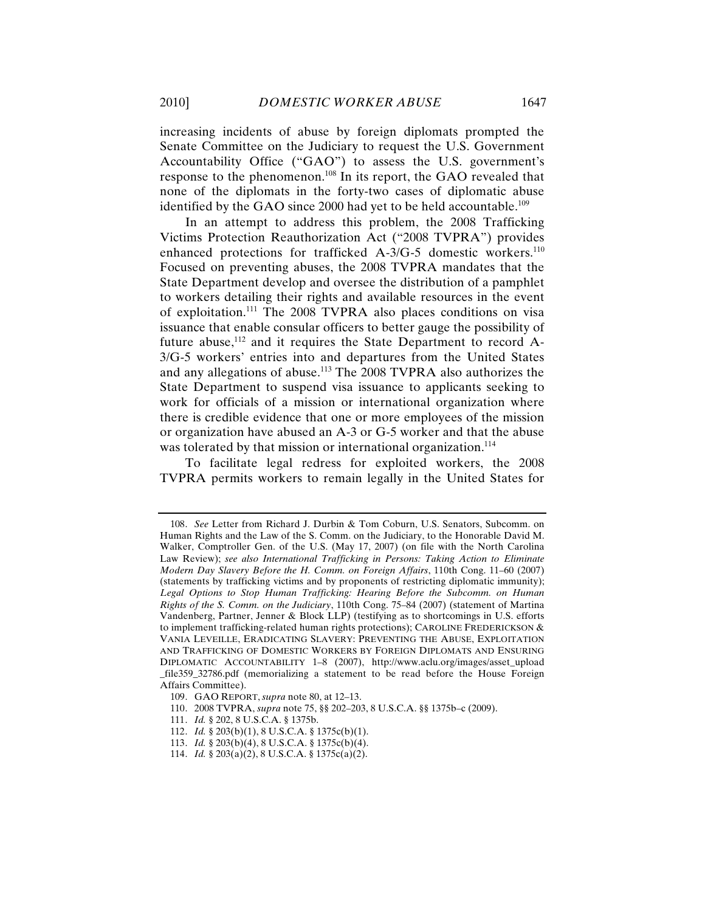increasing incidents of abuse by foreign diplomats prompted the Senate Committee on the Judiciary to request the U.S. Government Accountability Office ("GAO") to assess the U.S. government's response to the phenomenon.[108] In its report, the GAO revealed that none of the diplomats in the forty-two cases of diplomatic abuse identified by the GAO since 2000 had yet to be held accountable.[109]

In an attempt to address this problem, the 2008 Trafficking Victims Protection Reauthorization Act ("2008 TVPRA") provides enhanced protections for trafficked A-3/G-5 domestic workers.[110] Focused on preventing abuses, the 2008 TVPRA mandates that the State Department develop and oversee the distribution of a pamphlet to workers detailing their rights and available resources in the event of exploitation.[111] The 2008 TVPRA also places conditions on visa issuance that enable consular officers to better gauge the possibility of future abuse,[112] and it requires the State Department to record A-3/G-5 workers' entries into and departures from the United States and any allegations of abuse.[113] The 2008 TVPRA also authorizes the State Department to suspend visa issuance to applicants seeking to work for officials of a mission or international organization where there is credible evidence that one or more employees of the mission or organization have abused an A-3 or G-5 worker and that the abuse was tolerated by that mission or international organization.[114]

To facilitate legal redress for exploited workers, the 2008 TVPRA permits workers to remain legally in the United States for

---

108. *See* Letter from Richard J. Durbin & Tom Coburn, U.S. Senators, Subcomm. on Human Rights and the Law of the S. Comm. on the Judiciary, to the Honorable David M. Walker, Comptroller Gen. of the U.S. (May 17, 2007) (on file with the North Carolina Law Review); *see also International Trafficking in Persons: Taking Action to Eliminate Modern Day Slavery Before the H. Comm. on Foreign Affairs*, 110th Cong. 11–60 (2007) (statements by trafficking victims and by proponents of restricting diplomatic immunity); *Legal Options to Stop Human Trafficking: Hearing Before the Subcomm. on Human Rights of the S. Comm. on the Judiciary*, 110th Cong. 75–84 (2007) (statement of Martina Vandenberg, Partner, Jenner & Block LLP) (testifying as to shortcomings in U.S. efforts to implement trafficking-related human rights protections); CAROLINE FREDERICKSON & VANIA LEVEILLE, ERADICATING SLAVERY: PREVENTING THE ABUSE, EXPLOITATION AND TRAFFICKING OF DOMESTIC WORKERS BY FOREIGN DIPLOMATS AND ENSURING DIPLOMATIC ACCOUNTABILITY 1–8 (2007), http://www.aclu.org/images/asset_upload_file359_32786.pdf (memorializing a statement to be read before the House Foreign Affairs Committee).

109. GAO REPORT, *supra* note 80, at 12–13.

110. 2008 TVPRA, *supra* note 75, §§ 202–203, 8 U.S.C.A. §§ 1375b–c (2009).

111. *Id.* § 202, 8 U.S.C.A. § 1375b.

112. *Id.* § 203(b)(1), 8 U.S.C.A. § 1375c(b)(1).

113. *Id.* § 203(b)(4), 8 U.S.C.A. § 1375c(b)(4).

114. *Id.* § 203(a)(2), 8 U.S.C.A. § 1375c(a)(2).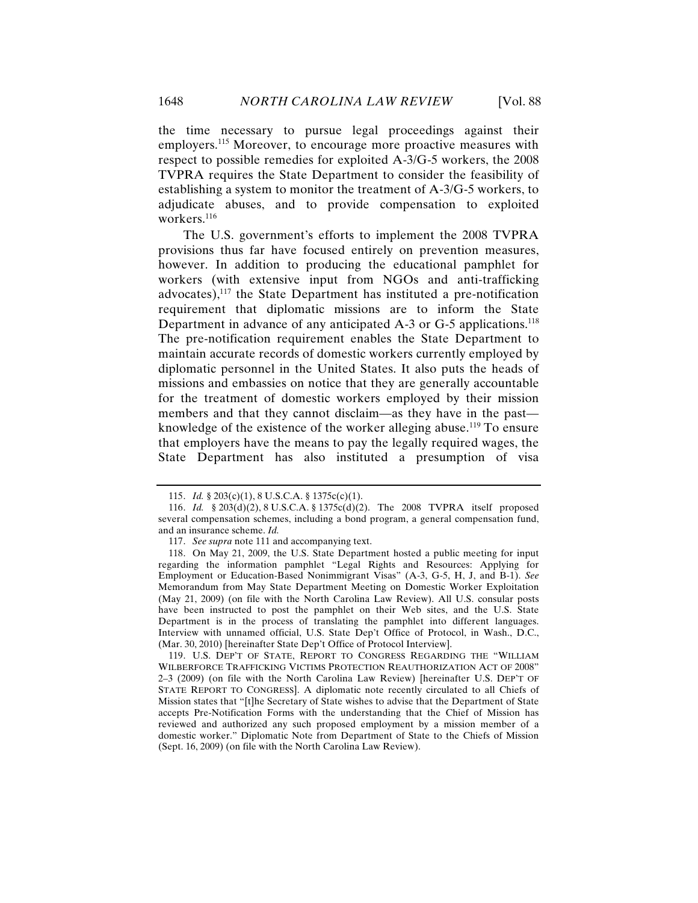the time necessary to pursue legal proceedings against their employers.[115] Moreover, to encourage more proactive measures with respect to possible remedies for exploited A-3/G-5 workers, the 2008 TVPRA requires the State Department to consider the feasibility of establishing a system to monitor the treatment of A-3/G-5 workers, to adjudicate abuses, and to provide compensation to exploited workers.[116]

The U.S. government's efforts to implement the 2008 TVPRA provisions thus far have focused entirely on prevention measures, however. In addition to producing the educational pamphlet for workers (with extensive input from NGOs and anti-trafficking advocates),[117] the State Department has instituted a pre-notification requirement that diplomatic missions are to inform the State Department in advance of any anticipated A-3 or G-5 applications.[118] The pre-notification requirement enables the State Department to maintain accurate records of domestic workers currently employed by diplomatic personnel in the United States. It also puts the heads of missions and embassies on notice that they are generally accountable for the treatment of domestic workers employed by their mission members and that they cannot disclaim—as they have in the past—knowledge of the existence of the worker alleging abuse.[119] To ensure that employers have the means to pay the legally required wages, the State Department has also instituted a presumption of visa

---

115. *Id.* § 203(c)(1), 8 U.S.C.A. § 1375c(c)(1).

116. *Id.* § 203(d)(2), 8 U.S.C.A. § 1375c(d)(2). The 2008 TVPRA itself proposed several compensation schemes, including a bond program, a general compensation fund, and an insurance scheme. *Id.*

117. *See supra* note 111 and accompanying text.

118. On May 21, 2009, the U.S. State Department hosted a public meeting for input regarding the information pamphlet "Legal Rights and Resources: Applying for Employment or Education-Based Nonimmigrant Visas" (A-3, G-5, H, J, and B-1). *See* Memorandum from May State Department Meeting on Domestic Worker Exploitation (May 21, 2009) (on file with the North Carolina Law Review). All U.S. consular posts have been instructed to post the pamphlet on their Web sites, and the U.S. State Department is in the process of translating the pamphlet into different languages. Interview with unnamed official, U.S. State Dep't Office of Protocol, in Wash., D.C., (Mar. 30, 2010) [hereinafter State Dep't Office of Protocol Interview].

119. U.S. DEP'T OF STATE, REPORT TO CONGRESS REGARDING THE "WILLIAM WILBERFORCE TRAFFICKING VICTIMS PROTECTION REAUTHORIZATION ACT OF 2008" 2–3 (2009) (on file with the North Carolina Law Review) [hereinafter U.S. DEP'T OF STATE REPORT TO CONGRESS]. A diplomatic note recently circulated to all Chiefs of Mission states that "[t]he Secretary of State wishes to advise that the Department of State accepts Pre-Notification Forms with the understanding that the Chief of Mission has reviewed and authorized any such proposed employment by a mission member of a domestic worker." Diplomatic Note from Department of State to the Chiefs of Mission (Sept. 16, 2009) (on file with the North Carolina Law Review).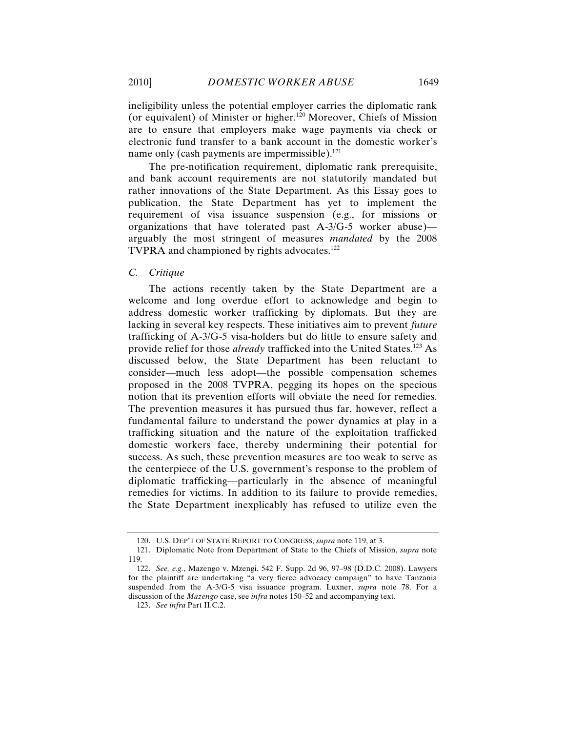ineligibility unless the potential employer carries the diplomatic rank (or equivalent) of Minister or higher.[120] Moreover, Chiefs of Mission are to ensure that employers make wage payments via check or electronic fund transfer to a bank account in the domestic worker's name only (cash payments are impermissible).[121]

The pre-notification requirement, diplomatic rank prerequisite, and bank account requirements are not statutorily mandated but rather innovations of the State Department. As this Essay goes to publication, the State Department has yet to implement the requirement of visa issuance suspension (e.g., for missions or organizations that have tolerated past A-3/G-5 worker abuse)—arguably the most stringent of measures *mandated* by the 2008 TVPRA and championed by rights advocates.[122]

### *C. Critique*

The actions recently taken by the State Department are a welcome and long overdue effort to acknowledge and begin to address domestic worker trafficking by diplomats. But they are lacking in several key respects. These initiatives aim to prevent *future* trafficking of A-3/G-5 visa-holders but do little to ensure safety and provide relief for those *already* trafficked into the United States.[123] As discussed below, the State Department has been reluctant to consider—much less adopt—the possible compensation schemes proposed in the 2008 TVPRA, pegging its hopes on the specious notion that its prevention efforts will obviate the need for remedies. The prevention measures it has pursued thus far, however, reflect a fundamental failure to understand the power dynamics at play in a trafficking situation and the nature of the exploitation trafficked domestic workers face, thereby undermining their potential for success. As such, these prevention measures are too weak to serve as the centerpiece of the U.S. government's response to the problem of diplomatic trafficking—particularly in the absence of meaningful remedies for victims. In addition to its failure to provide remedies, the State Department inexplicably has refused to utilize even the

---

120. U.S. DEP'T OF STATE REPORT TO CONGRESS, *supra* note 119, at 3.

121. Diplomatic Note from Department of State to the Chiefs of Mission, *supra* note 119.

122. *See, e.g.*, Mazengo v. Mzengi, 542 F. Supp. 2d 96, 97–98 (D.D.C. 2008). Lawyers for the plaintiff are undertaking "a very fierce advocacy campaign" to have Tanzania suspended from the A-3/G-5 visa issuance program. Luxner, *supra* note 78. For a discussion of the *Mazengo* case, see *infra* notes 150–52 and accompanying text.

123. *See infra* Part II.C.2.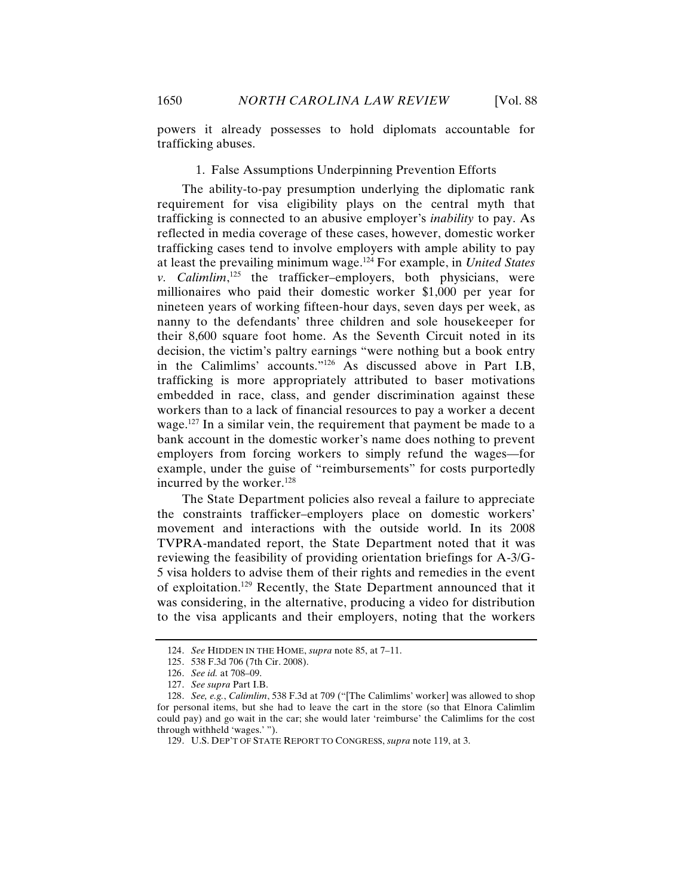powers it already possesses to hold diplomats accountable for trafficking abuses.

### 1. False Assumptions Underpinning Prevention Efforts

The ability-to-pay presumption underlying the diplomatic rank requirement for visa eligibility plays on the central myth that trafficking is connected to an abusive employer's *inability* to pay. As reflected in media coverage of these cases, however, domestic worker trafficking cases tend to involve employers with ample ability to pay at least the prevailing minimum wage.[124] For example, in *United States v. Calimlim*,[125] the trafficker–employers, both physicians, were millionaires who paid their domestic worker $1,000 per year for nineteen years of working fifteen-hour days, seven days per week, as nanny to the defendants' three children and sole housekeeper for their 8,600 square foot home. As the Seventh Circuit noted in its decision, the victim's paltry earnings "were nothing but a book entry in the Calimlims' accounts."[126] As discussed above in Part I.B, trafficking is more appropriately attributed to baser motivations embedded in race, class, and gender discrimination against these workers than to a lack of financial resources to pay a worker a decent wage.[127] In a similar vein, the requirement that payment be made to a bank account in the domestic worker's name does nothing to prevent employers from forcing workers to simply refund the wages—for example, under the guise of "reimbursements" for costs purportedly incurred by the worker.[128]

The State Department policies also reveal a failure to appreciate the constraints trafficker–employers place on domestic workers' movement and interactions with the outside world. In its 2008 TVPRA-mandated report, the State Department noted that it was reviewing the feasibility of providing orientation briefings for A-3/G-5 visa holders to advise them of their rights and remedies in the event of exploitation.[129] Recently, the State Department announced that it was considering, in the alternative, producing a video for distribution to the visa applicants and their employers, noting that the workers

---

124. *See* HIDDEN IN THE HOME, *supra* note 85, at 7–11.

125. 538 F.3d 706 (7th Cir. 2008).

126. *See id.* at 708–09.

127. *See supra* Part I.B.

128. *See, e.g.*, *Calimlim*, 538 F.3d at 709 ("[The Calimlims' worker] was allowed to shop for personal items, but she had to leave the cart in the store (so that Elnora Calimlim could pay) and go wait in the car; she would later 'reimburse' the Calimlims for the cost through withheld 'wages.' ").

129. U.S. DEP'T OF STATE REPORT TO CONGRESS, *supra* note 119, at 3.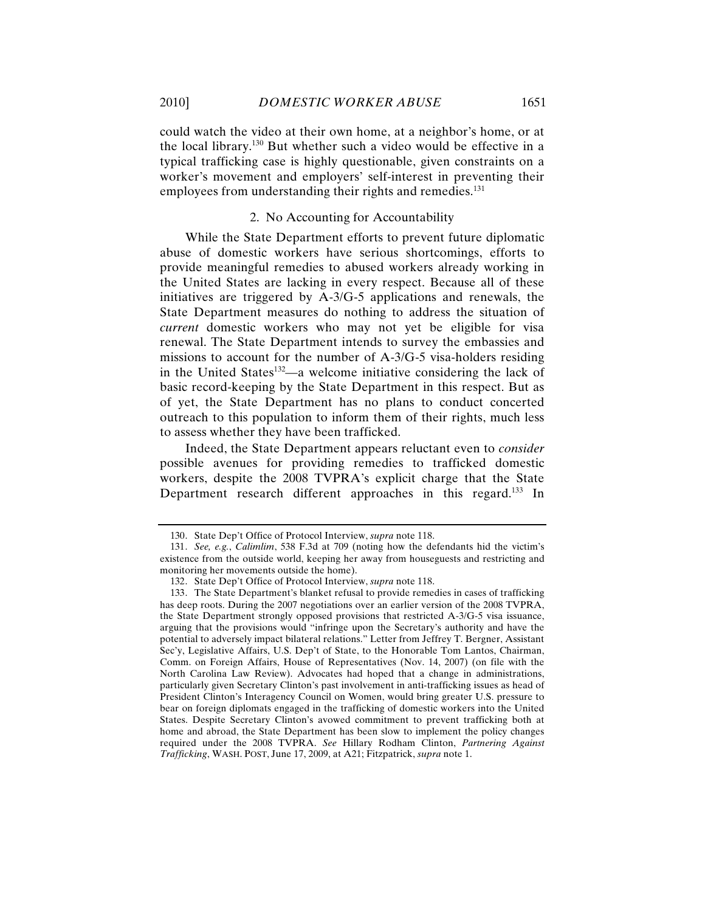could watch the video at their own home, at a neighbor's home, or at the local library.[130] But whether such a video would be effective in a typical trafficking case is highly questionable, given constraints on a worker's movement and employers' self-interest in preventing their employees from understanding their rights and remedies.[131]

### 2. No Accounting for Accountability

While the State Department efforts to prevent future diplomatic abuse of domestic workers have serious shortcomings, efforts to provide meaningful remedies to abused workers already working in the United States are lacking in every respect. Because all of these initiatives are triggered by A-3/G-5 applications and renewals, the State Department measures do nothing to address the situation of *current* domestic workers who may not yet be eligible for visa renewal. The State Department intends to survey the embassies and missions to account for the number of A-3/G-5 visa-holders residing in the United States[132]—a welcome initiative considering the lack of basic record-keeping by the State Department in this respect. But as of yet, the State Department has no plans to conduct concerted outreach to this population to inform them of their rights, much less to assess whether they have been trafficked.

Indeed, the State Department appears reluctant even to *consider* possible avenues for providing remedies to trafficked domestic workers, despite the 2008 TVPRA's explicit charge that the State Department research different approaches in this regard.[133] In

---

130. State Dep't Office of Protocol Interview, *supra* note 118.

131. *See, e.g.*, *Calimlim*, 538 F.3d at 709 (noting how the defendants hid the victim's existence from the outside world, keeping her away from houseguests and restricting and monitoring her movements outside the home).

132. State Dep't Office of Protocol Interview, *supra* note 118.

133. The State Department's blanket refusal to provide remedies in cases of trafficking has deep roots. During the 2007 negotiations over an earlier version of the 2008 TVPRA, the State Department strongly opposed provisions that restricted A-3/G-5 visa issuance, arguing that the provisions would "infringe upon the Secretary's authority and have the potential to adversely impact bilateral relations." Letter from Jeffrey T. Bergner, Assistant Sec'y, Legislative Affairs, U.S. Dep't of State, to the Honorable Tom Lantos, Chairman, Comm. on Foreign Affairs, House of Representatives (Nov. 14, 2007) (on file with the North Carolina Law Review). Advocates had hoped that a change in administrations, particularly given Secretary Clinton's past involvement in anti-trafficking issues as head of President Clinton's Interagency Council on Women, would bring greater U.S. pressure to bear on foreign diplomats engaged in the trafficking of domestic workers into the United States. Despite Secretary Clinton's avowed commitment to prevent trafficking both at home and abroad, the State Department has been slow to implement the policy changes required under the 2008 TVPRA. *See* Hillary Rodham Clinton, *Partnering Against Trafficking*, WASH. POST, June 17, 2009, at A21; Fitzpatrick, *supra* note 1.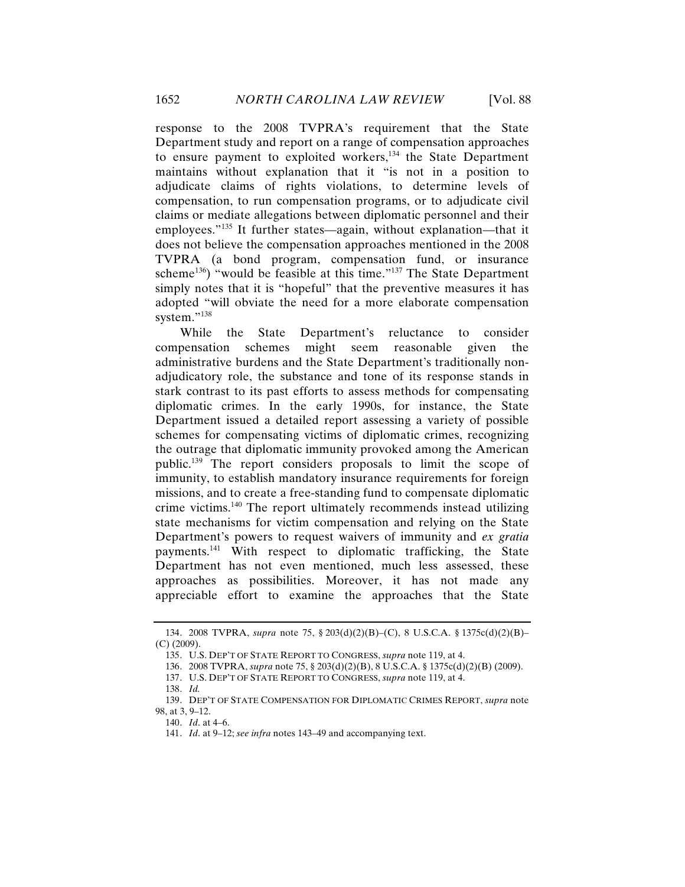response to the 2008 TVPRA's requirement that the State Department study and report on a range of compensation approaches to ensure payment to exploited workers,[134] the State Department maintains without explanation that it "is not in a position to adjudicate claims of rights violations, to determine levels of compensation, to run compensation programs, or to adjudicate civil claims or mediate allegations between diplomatic personnel and their employees."[135] It further states—again, without explanation—that it does not believe the compensation approaches mentioned in the 2008 TVPRA (a bond program, compensation fund, or insurance scheme[136]) "would be feasible at this time."[137] The State Department simply notes that it is "hopeful" that the preventive measures it has adopted "will obviate the need for a more elaborate compensation system."[138]

While the State Department's reluctance to consider compensation schemes might seem reasonable given the administrative burdens and the State Department's traditionally non-adjudicatory role, the substance and tone of its response stands in stark contrast to its past efforts to assess methods for compensating diplomatic crimes. In the early 1990s, for instance, the State Department issued a detailed report assessing a variety of possible schemes for compensating victims of diplomatic crimes, recognizing the outrage that diplomatic immunity provoked among the American public.[139] The report considers proposals to limit the scope of immunity, to establish mandatory insurance requirements for foreign missions, and to create a free-standing fund to compensate diplomatic crime victims.[140] The report ultimately recommends instead utilizing state mechanisms for victim compensation and relying on the State Department's powers to request waivers of immunity and *ex gratia* payments.[141] With respect to diplomatic trafficking, the State Department has not even mentioned, much less assessed, these approaches as possibilities. Moreover, it has not made any appreciable effort to examine the approaches that the State

134. 2008 TVPRA, *supra* note 75, § 203(d)(2)(B)–(C), 8 U.S.C.A. § 1375c(d)(2)(B)–(C) (2009).

135. U.S. DEP'T OF STATE REPORT TO CONGRESS, *supra* note 119, at 4.

136. 2008 TVPRA, *supra* note 75, § 203(d)(2)(B), 8 U.S.C.A. § 1375c(d)(2)(B) (2009).

137. U.S. DEP'T OF STATE REPORT TO CONGRESS, *supra* note 119, at 4.

138. *Id.*

139. DEP'T OF STATE COMPENSATION FOR DIPLOMATIC CRIMES REPORT, *supra* note 98, at 3, 9–12.

140. *Id*. at 4–6.

141. *Id*. at 9–12; *see infra* notes 143–49 and accompanying text.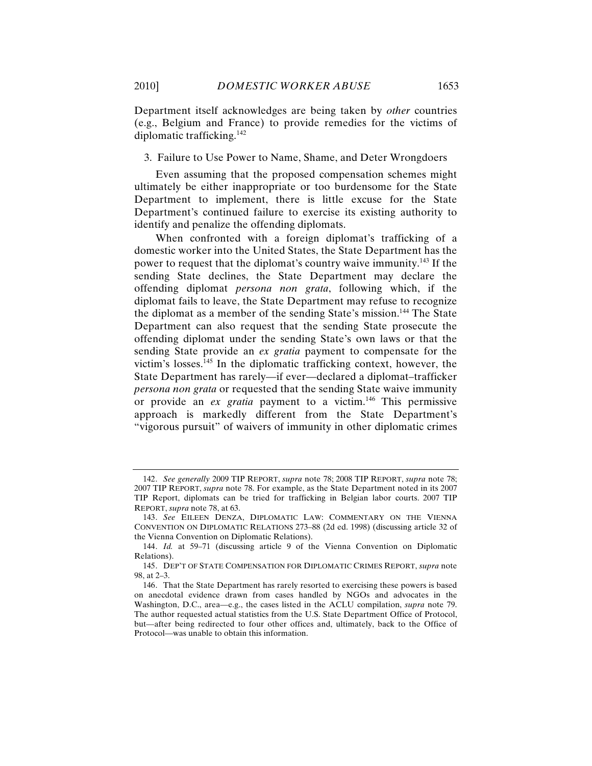Department itself acknowledges are being taken by *other* countries (e.g., Belgium and France) to provide remedies for the victims of diplomatic trafficking.[142]

### 3. Failure to Use Power to Name, Shame, and Deter Wrongdoers

Even assuming that the proposed compensation schemes might ultimately be either inappropriate or too burdensome for the State Department to implement, there is little excuse for the State Department's continued failure to exercise its existing authority to identify and penalize the offending diplomats.

When confronted with a foreign diplomat's trafficking of a domestic worker into the United States, the State Department has the power to request that the diplomat's country waive immunity.[143] If the sending State declines, the State Department may declare the offending diplomat *persona non grata*, following which, if the diplomat fails to leave, the State Department may refuse to recognize the diplomat as a member of the sending State's mission.[144] The State Department can also request that the sending State prosecute the offending diplomat under the sending State's own laws or that the sending State provide an *ex gratia* payment to compensate for the victim's losses.[145] In the diplomatic trafficking context, however, the State Department has rarely—if ever—declared a diplomat–trafficker *persona non grata* or requested that the sending State waive immunity or provide an *ex gratia* payment to a victim.[146] This permissive approach is markedly different from the State Department's "vigorous pursuit" of waivers of immunity in other diplomatic crimes

---

142. *See generally* 2009 TIP REPORT, *supra* note 78; 2008 TIP REPORT, *supra* note 78; 2007 TIP REPORT, *supra* note 78. For example, as the State Department noted in its 2007 TIP Report, diplomats can be tried for trafficking in Belgian labor courts. 2007 TIP REPORT, *supra* note 78, at 63.

143. *See* EILEEN DENZA, DIPLOMATIC LAW: COMMENTARY ON THE VIENNA CONVENTION ON DIPLOMATIC RELATIONS 273–88 (2d ed. 1998) (discussing article 32 of the Vienna Convention on Diplomatic Relations).

144. *Id.* at 59–71 (discussing article 9 of the Vienna Convention on Diplomatic Relations).

145. DEP'T OF STATE COMPENSATION FOR DIPLOMATIC CRIMES REPORT, *supra* note 98, at 2–3.

146. That the State Department has rarely resorted to exercising these powers is based on anecdotal evidence drawn from cases handled by NGOs and advocates in the Washington, D.C., area—e.g., the cases listed in the ACLU compilation, *supra* note 79. The author requested actual statistics from the U.S. State Department Office of Protocol, but—after being redirected to four other offices and, ultimately, back to the Office of Protocol—was unable to obtain this information.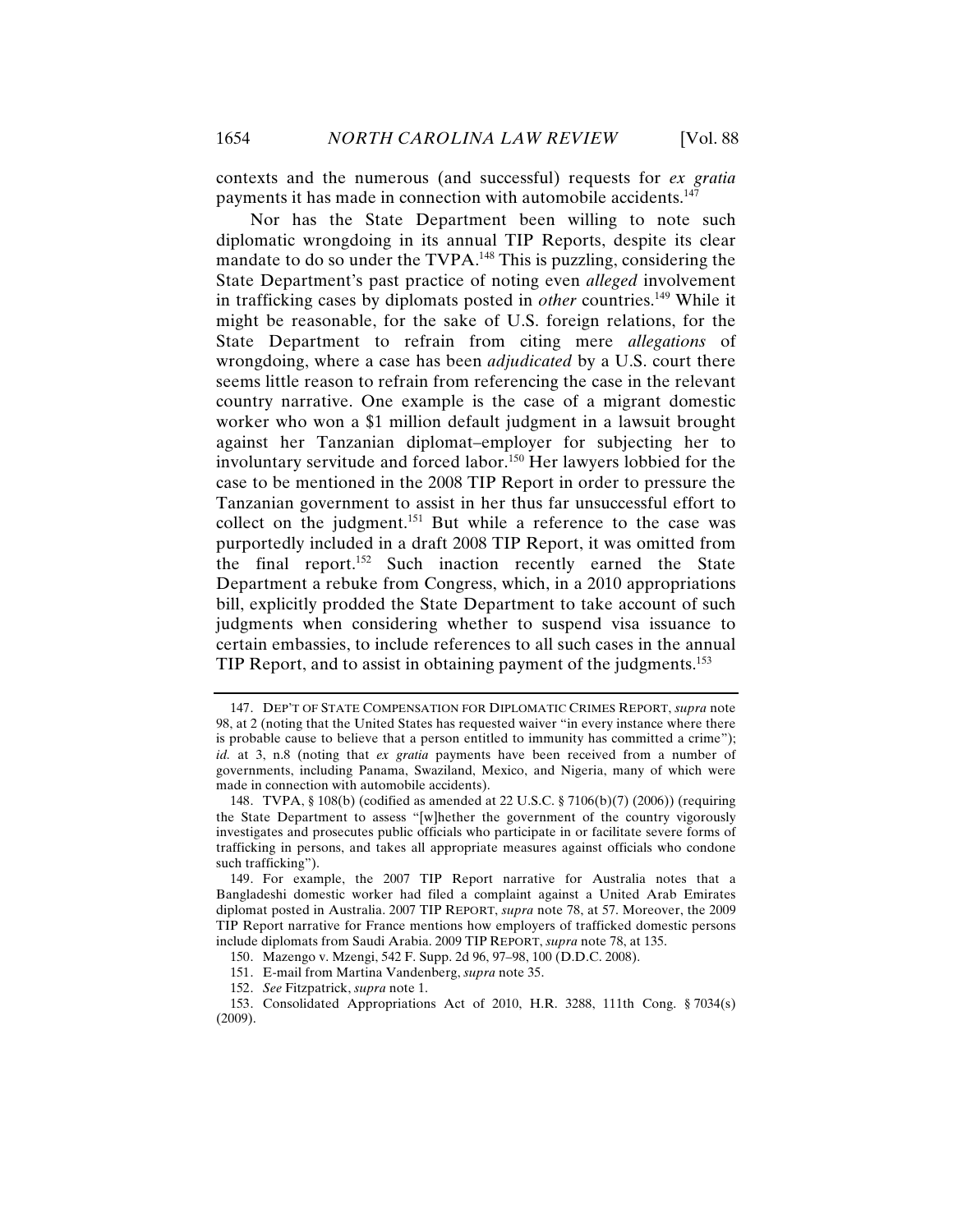contexts and the numerous (and successful) requests for *ex gratia* payments it has made in connection with automobile accidents.[147]

Nor has the State Department been willing to note such diplomatic wrongdoing in its annual TIP Reports, despite its clear mandate to do so under the TVPA.[148] This is puzzling, considering the State Department's past practice of noting even *alleged* involvement in trafficking cases by diplomats posted in *other* countries.[149] While it might be reasonable, for the sake of U.S. foreign relations, for the State Department to refrain from citing mere *allegations* of wrongdoing, where a case has been *adjudicated* by a U.S. court there seems little reason to refrain from referencing the case in the relevant country narrative. One example is the case of a migrant domestic worker who won a $1 million default judgment in a lawsuit brought against her Tanzanian diplomat–employer for subjecting her to involuntary servitude and forced labor.[150] Her lawyers lobbied for the case to be mentioned in the 2008 TIP Report in order to pressure the Tanzanian government to assist in her thus far unsuccessful effort to collect on the judgment.[151] But while a reference to the case was purportedly included in a draft 2008 TIP Report, it was omitted from the final report.[152] Such inaction recently earned the State Department a rebuke from Congress, which, in a 2010 appropriations bill, explicitly prodded the State Department to take account of such judgments when considering whether to suspend visa issuance to certain embassies, to include references to all such cases in the annual TIP Report, and to assist in obtaining payment of the judgments.[153]

---

147. DEP'T OF STATE COMPENSATION FOR DIPLOMATIC CRIMES REPORT, *supra* note 98, at 2 (noting that the United States has requested waiver "in every instance where there is probable cause to believe that a person entitled to immunity has committed a crime"); *id.* at 3, n.8 (noting that *ex gratia* payments have been received from a number of governments, including Panama, Swaziland, Mexico, and Nigeria, many of which were made in connection with automobile accidents).

148. TVPA, § 108(b) (codified as amended at 22 U.S.C. § 7106(b)(7) (2006)) (requiring the State Department to assess "[w]hether the government of the country vigorously investigates and prosecutes public officials who participate in or facilitate severe forms of trafficking in persons, and takes all appropriate measures against officials who condone such trafficking").

149. For example, the 2007 TIP Report narrative for Australia notes that a Bangladeshi domestic worker had filed a complaint against a United Arab Emirates diplomat posted in Australia. 2007 TIP REPORT, *supra* note 78, at 57. Moreover, the 2009 TIP Report narrative for France mentions how employers of trafficked domestic persons include diplomats from Saudi Arabia. 2009 TIP REPORT, *supra* note 78, at 135.

150. Mazengo v. Mzengi, 542 F. Supp. 2d 96, 97–98, 100 (D.D.C. 2008).

151. E-mail from Martina Vandenberg, *supra* note 35.

152. *See* Fitzpatrick, *supra* note 1.

153. Consolidated Appropriations Act of 2010, H.R. 3288, 111th Cong. § 7034(s) (2009).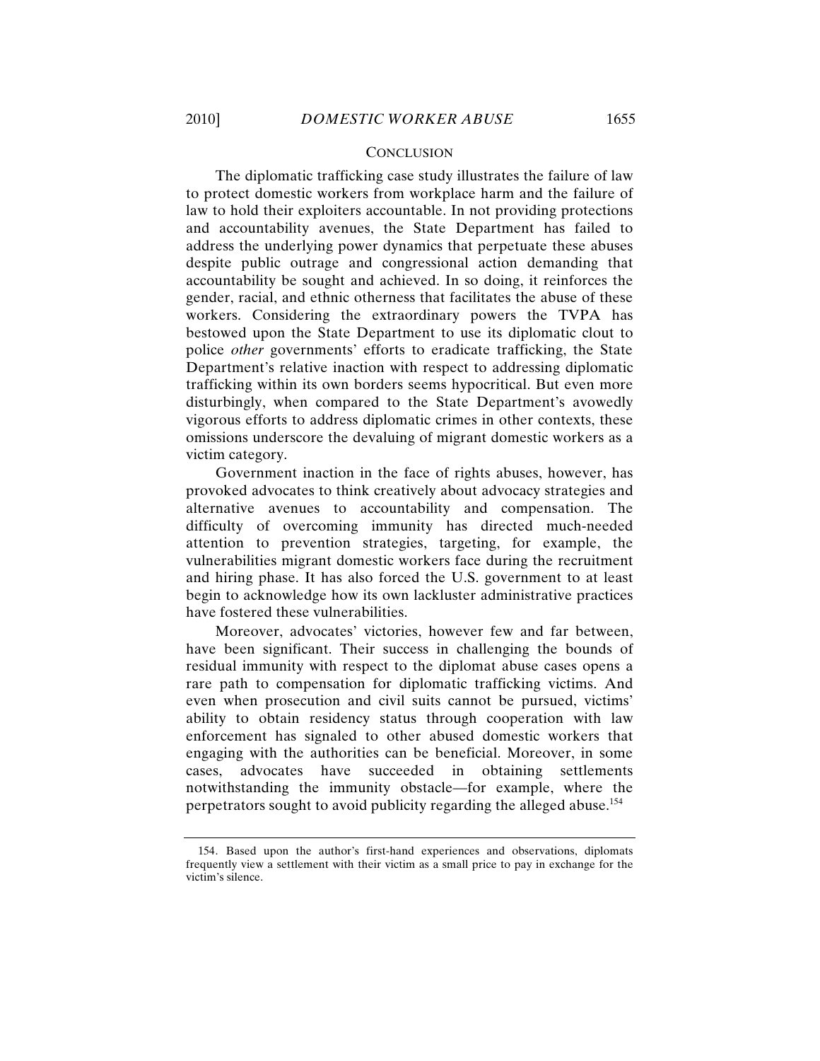## CONCLUSION

The diplomatic trafficking case study illustrates the failure of law to protect domestic workers from workplace harm and the failure of law to hold their exploiters accountable. In not providing protections and accountability avenues, the State Department has failed to address the underlying power dynamics that perpetuate these abuses despite public outrage and congressional action demanding that accountability be sought and achieved. In so doing, it reinforces the gender, racial, and ethnic otherness that facilitates the abuse of these workers. Considering the extraordinary powers the TVPA has bestowed upon the State Department to use its diplomatic clout to police *other* governments' efforts to eradicate trafficking, the State Department's relative inaction with respect to addressing diplomatic trafficking within its own borders seems hypocritical. But even more disturbingly, when compared to the State Department's avowedly vigorous efforts to address diplomatic crimes in other contexts, these omissions underscore the devaluing of migrant domestic workers as a victim category.

Government inaction in the face of rights abuses, however, has provoked advocates to think creatively about advocacy strategies and alternative avenues to accountability and compensation. The difficulty of overcoming immunity has directed much-needed attention to prevention strategies, targeting, for example, the vulnerabilities migrant domestic workers face during the recruitment and hiring phase. It has also forced the U.S. government to at least begin to acknowledge how its own lackluster administrative practices have fostered these vulnerabilities.

Moreover, advocates' victories, however few and far between, have been significant. Their success in challenging the bounds of residual immunity with respect to the diplomat abuse cases opens a rare path to compensation for diplomatic trafficking victims. And even when prosecution and civil suits cannot be pursued, victims' ability to obtain residency status through cooperation with law enforcement has signaled to other abused domestic workers that engaging with the authorities can be beneficial. Moreover, in some cases, advocates have succeeded in obtaining settlements notwithstanding the immunity obstacle—for example, where the perpetrators sought to avoid publicity regarding the alleged abuse.[154]

---

154. Based upon the author's first-hand experiences and observations, diplomats frequently view a settlement with their victim as a small price to pay in exchange for the victim's silence.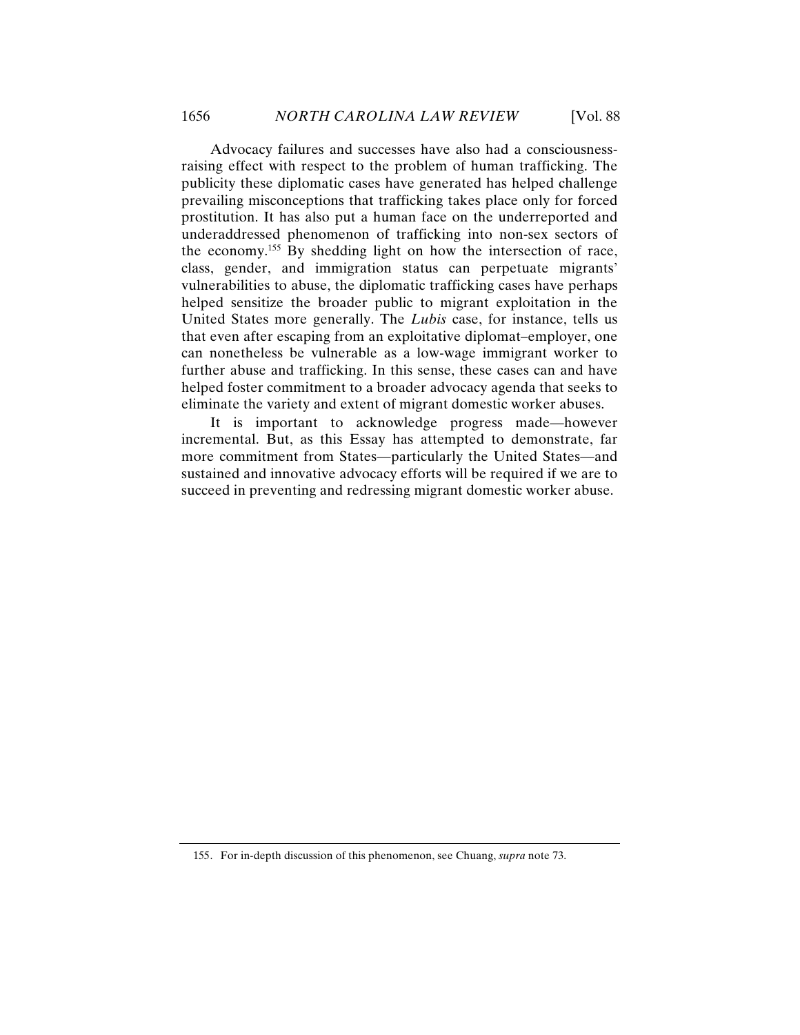Advocacy failures and successes have also had a consciousness-raising effect with respect to the problem of human trafficking. The publicity these diplomatic cases have generated has helped challenge prevailing misconceptions that trafficking takes place only for forced prostitution. It has also put a human face on the underreported and underaddressed phenomenon of trafficking into non-sex sectors of the economy.[155] By shedding light on how the intersection of race, class, gender, and immigration status can perpetuate migrants' vulnerabilities to abuse, the diplomatic trafficking cases have perhaps helped sensitize the broader public to migrant exploitation in the United States more generally. The *Lubis* case, for instance, tells us that even after escaping from an exploitative diplomat–employer, one can nonetheless be vulnerable as a low-wage immigrant worker to further abuse and trafficking. In this sense, these cases can and have helped foster commitment to a broader advocacy agenda that seeks to eliminate the variety and extent of migrant domestic worker abuses.

It is important to acknowledge progress made—however incremental. But, as this Essay has attempted to demonstrate, far more commitment from States—particularly the United States—and sustained and innovative advocacy efforts will be required if we are to succeed in preventing and redressing migrant domestic worker abuse.

---

155. For in-depth discussion of this phenomenon, see Chuang, *supra* note 73.